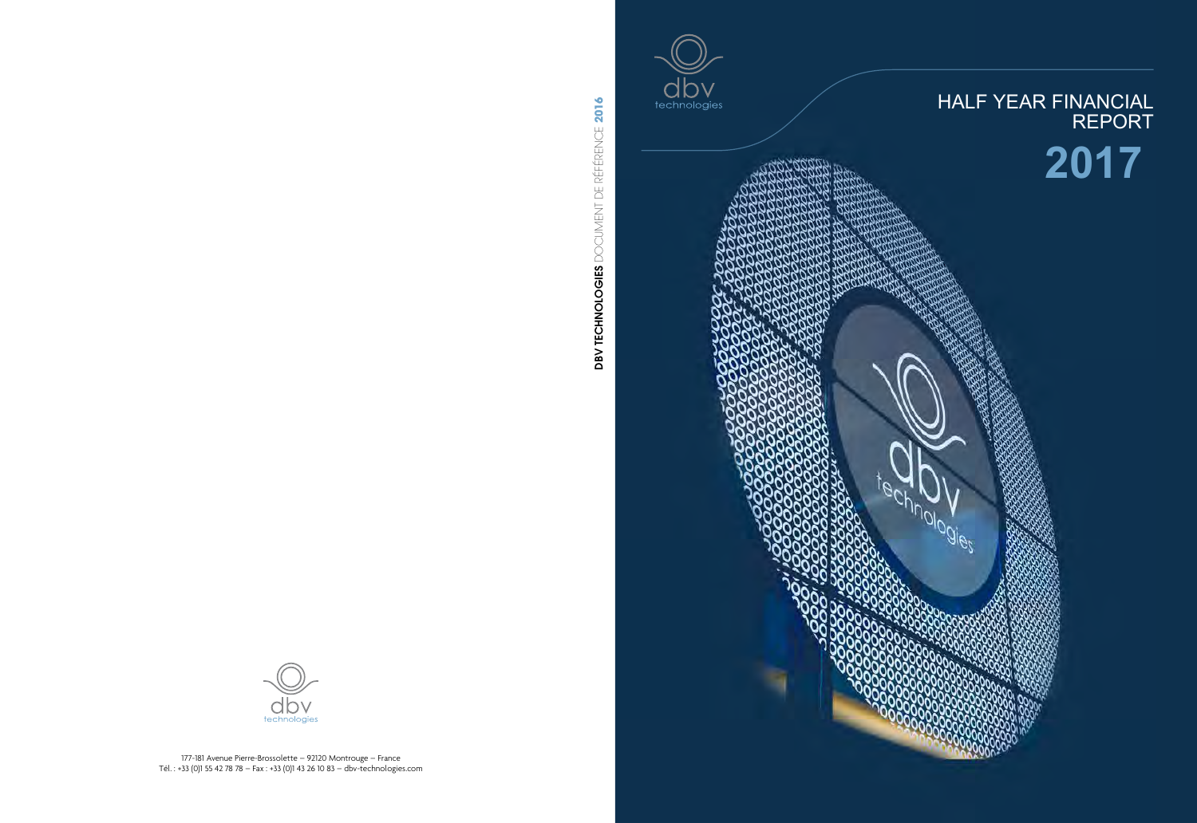dbv technologies

# HALF YEAR FINANCIAL REPORT

# 2017

DBV TECHNOLOGIES DOCUMENT DE RÉFÉRENCE 2016

dbv technologies

177-181 Avenue Pierre-Brossolette – 92120 Montrouge – France
Tél. : +33 (0)1 55 42 78 78 – Fax : +33 (0)1 43 26 10 83 – dbv-technologies.com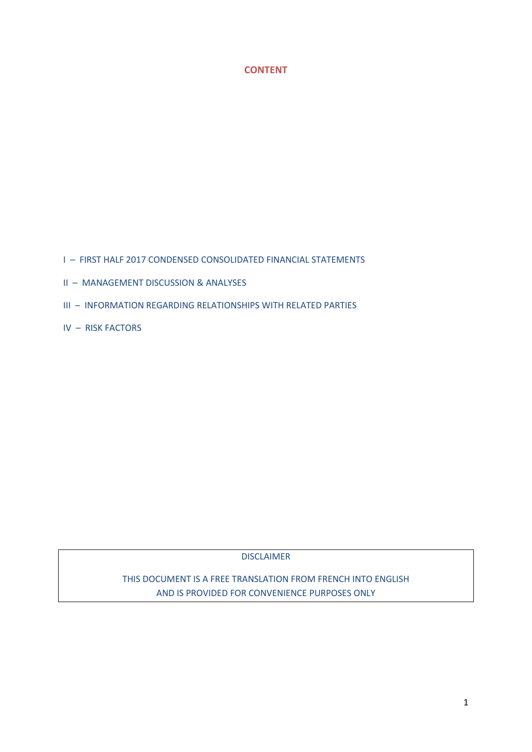# CONTENT

I – FIRST HALF 2017 CONDENSED CONSOLIDATED FINANCIAL STATEMENTS

II – MANAGEMENT DISCUSSION & ANALYSES

III – INFORMATION REGARDING RELATIONSHIPS WITH RELATED PARTIES

IV – RISK FACTORS

DISCLAIMER

THIS DOCUMENT IS A FREE TRANSLATION FROM FRENCH INTO ENGLISH AND IS PROVIDED FOR CONVENIENCE PURPOSES ONLY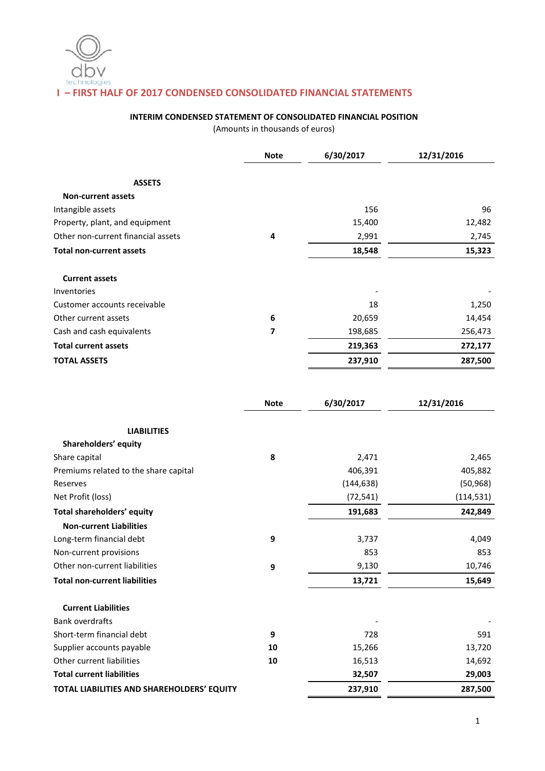# I – FIRST HALF OF 2017 CONDENSED CONSOLIDATED FINANCIAL STATEMENTS

**INTERIM CONDENSED STATEMENT OF CONSOLIDATED FINANCIAL POSITION**

(Amounts in thousands of euros)

| | Note | 6/30/2017 | 12/31/2016 |
|---|---|---|---|
| **ASSETS** | | | |
| **Non-current assets** | | | |
| Intangible assets | | 156 | 96 |
| Property, plant, and equipment | | 15,400 | 12,482 |
| Other non-current financial assets | 4 | 2,991 | 2,745 |
| **Total non-current assets** | | **18,548** | **15,323** |
| **Current assets** | | | |
| Inventories | | - | - |
| Customer accounts receivable | | 18 | 1,250 |
| Other current assets | 6 | 20,659 | 14,454 |
| Cash and cash equivalents | 7 | 198,685 | 256,473 |
| **Total current assets** | | **219,363** | **272,177** |
| **TOTAL ASSETS** | | **237,910** | **287,500** |

| | Note | 6/30/2017 | 12/31/2016 |
|---|---|---|---|
| **LIABILITIES** | | | |
| **Shareholders' equity** | | | |
| Share capital | 8 | 2,471 | 2,465 |
| Premiums related to the share capital | | 406,391 | 405,882 |
| Reserves | | (144,638) | (50,968) |
| Net Profit (loss) | | (72,541) | (114,531) |
| **Total shareholders' equity** | | **191,683** | **242,849** |
| **Non-current Liabilities** | | | |
| Long-term financial debt | 9 | 3,737 | 4,049 |
| Non-current provisions | | 853 | 853 |
| Other non-current liabilities | 9 | 9,130 | 10,746 |
| **Total non-current liabilities** | | **13,721** | **15,649** |
| **Current Liabilities** | | | |
| Bank overdrafts | | - | - |
| Short-term financial debt | 9 | 728 | 591 |
| Supplier accounts payable | 10 | 15,266 | 13,720 |
| Other current liabilities | 10 | 16,513 | 14,692 |
| **Total current liabilities** | | **32,507** | **29,003** |
| **TOTAL LIABILITIES AND SHAREHOLDERS' EQUITY** | | **237,910** | **287,500** |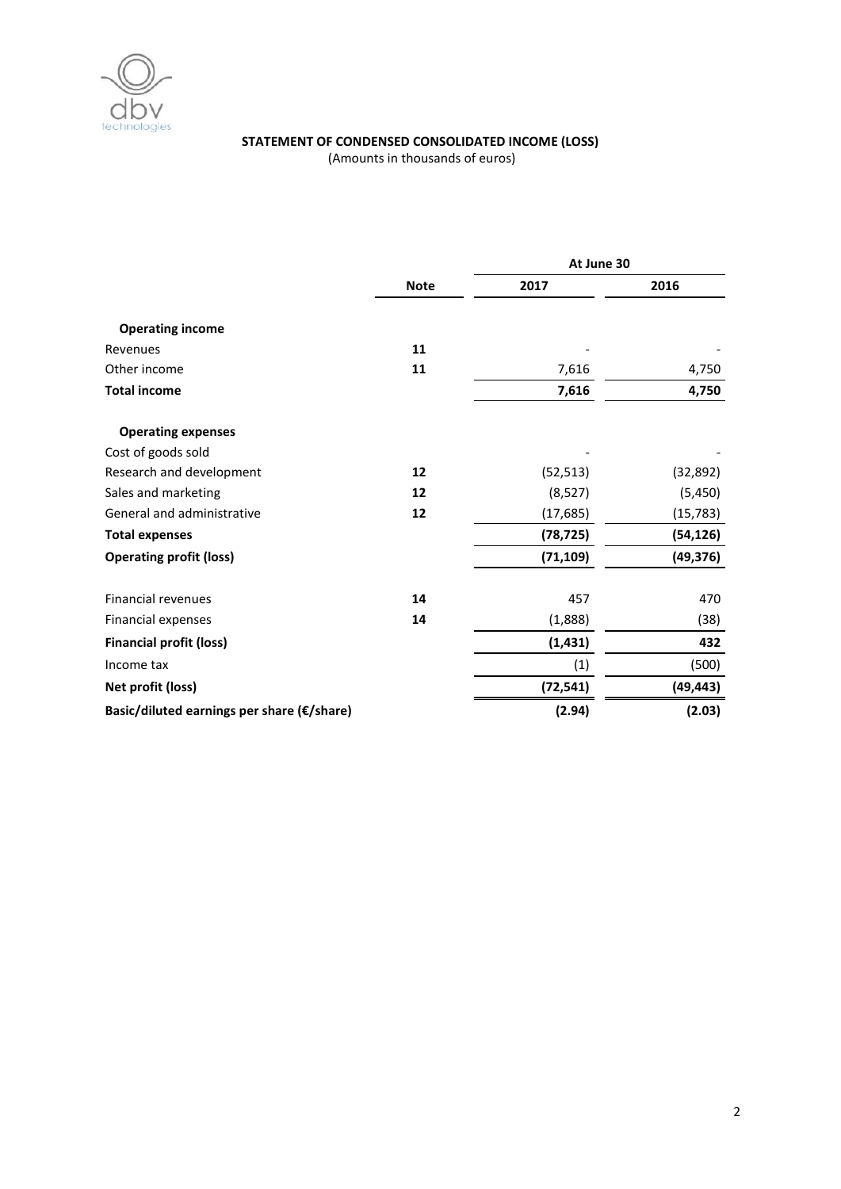## STATEMENT OF CONDENSED CONSOLIDATED INCOME (LOSS)

(Amounts in thousands of euros)

| | Note | At June 30 | |
|---|---|---|---|
| | | **2017** | **2016** |
| **Operating income** | | | |
| Revenues | **11** | - | - |
| Other income | **11** | 7,616 | 4,750 |
| **Total income** | | **7,616** | **4,750** |
| **Operating expenses** | | | |
| Cost of goods sold | | - | - |
| Research and development | **12** | (52,513) | (32,892) |
| Sales and marketing | **12** | (8,527) | (5,450) |
| General and administrative | **12** | (17,685) | (15,783) |
| **Total expenses** | | **(78,725)** | **(54,126)** |
| **Operating profit (loss)** | | **(71,109)** | **(49,376)** |
| Financial revenues | **14** | 457 | 470 |
| Financial expenses | **14** | (1,888) | (38) |
| **Financial profit (loss)** | | **(1,431)** | **432** |
| Income tax | | (1) | (500) |
| **Net profit (loss)** | | **(72,541)** | **(49,443)** |
| **Basic/diluted earnings per share (€/share)** | | **(2.94)** | **(2.03)** |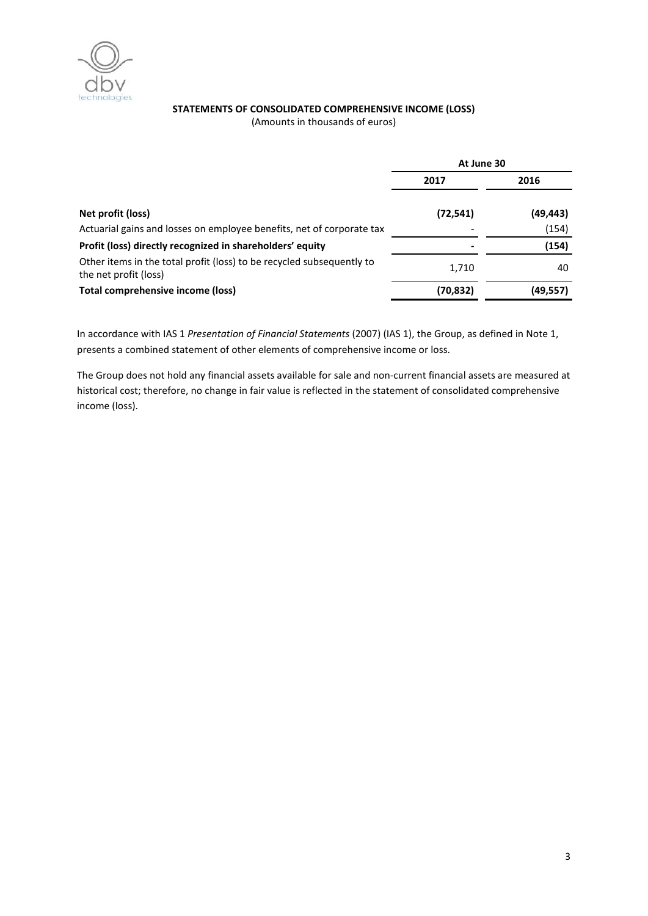## STATEMENTS OF CONSOLIDATED COMPREHENSIVE INCOME (LOSS)

(Amounts in thousands of euros)

| | At June 30 | |
|---|---|---|
| | **2017** | **2016** |
| **Net profit (loss)** | **(72,541)** | **(49,443)** |
| Actuarial gains and losses on employee benefits, net of corporate tax | - | (154) |
| **Profit (loss) directly recognized in shareholders' equity** | **-** | **(154)** |
| Other items in the total profit (loss) to be recycled subsequently to the net profit (loss) | 1,710 | 40 |
| **Total comprehensive income (loss)** | **(70,832)** | **(49,557)** |

In accordance with IAS 1 *Presentation of Financial Statements* (2007) (IAS 1), the Group, as defined in Note 1, presents a combined statement of other elements of comprehensive income or loss.

The Group does not hold any financial assets available for sale and non-current financial assets are measured at historical cost; therefore, no change in fair value is reflected in the statement of consolidated comprehensive income (loss).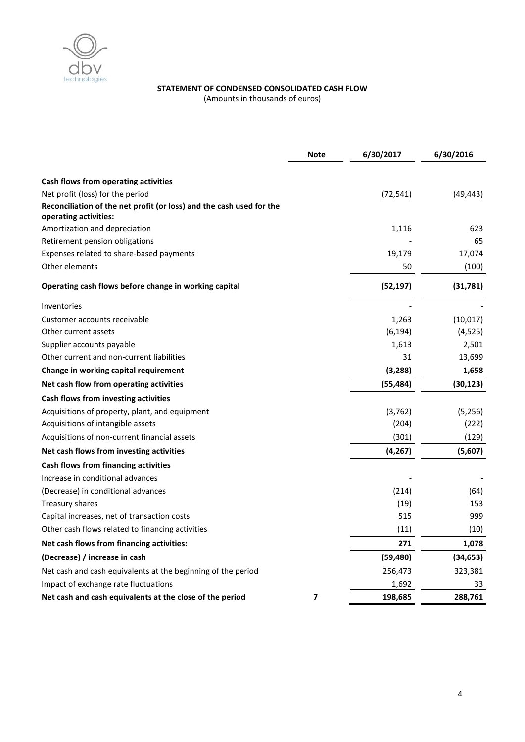**STATEMENT OF CONDENSED CONSOLIDATED CASH FLOW**

(Amounts in thousands of euros)

| | Note | 6/30/2017 | 6/30/2016 |
|---|---|---|---|
| **Cash flows from operating activities** | | | |
| Net profit (loss) for the period | | (72,541) | (49,443) |
| **Reconciliation of the net profit (or loss) and the cash used for the operating activities:** | | | |
| Amortization and depreciation | | 1,116 | 623 |
| Retirement pension obligations | | - | 65 |
| Expenses related to share-based payments | | 19,179 | 17,074 |
| Other elements | | 50 | (100) |
| **Operating cash flows before change in working capital** | | **(52,197)** | **(31,781)** |
| Inventories | | - | - |
| Customer accounts receivable | | 1,263 | (10,017) |
| Other current assets | | (6,194) | (4,525) |
| Supplier accounts payable | | 1,613 | 2,501 |
| Other current and non-current liabilities | | 31 | 13,699 |
| **Change in working capital requirement** | | **(3,288)** | **1,658** |
| **Net cash flow from operating activities** | | **(55,484)** | **(30,123)** |
| **Cash flows from investing activities** | | | |
| Acquisitions of property, plant, and equipment | | (3,762) | (5,256) |
| Acquisitions of intangible assets | | (204) | (222) |
| Acquisitions of non-current financial assets | | (301) | (129) |
| **Net cash flows from investing activities** | | **(4,267)** | **(5,607)** |
| **Cash flows from financing activities** | | | |
| Increase in conditional advances | | - | - |
| (Decrease) in conditional advances | | (214) | (64) |
| Treasury shares | | (19) | 153 |
| Capital increases, net of transaction costs | | 515 | 999 |
| Other cash flows related to financing activities | | (11) | (10) |
| **Net cash flows from financing activities:** | | **271** | **1,078** |
| **(Decrease) / increase in cash** | | **(59,480)** | **(34,653)** |
| Net cash and cash equivalents at the beginning of the period | | 256,473 | 323,381 |
| Impact of exchange rate fluctuations | | 1,692 | 33 |
| **Net cash and cash equivalents at the close of the period** | **7** | **198,685** | **288,761** |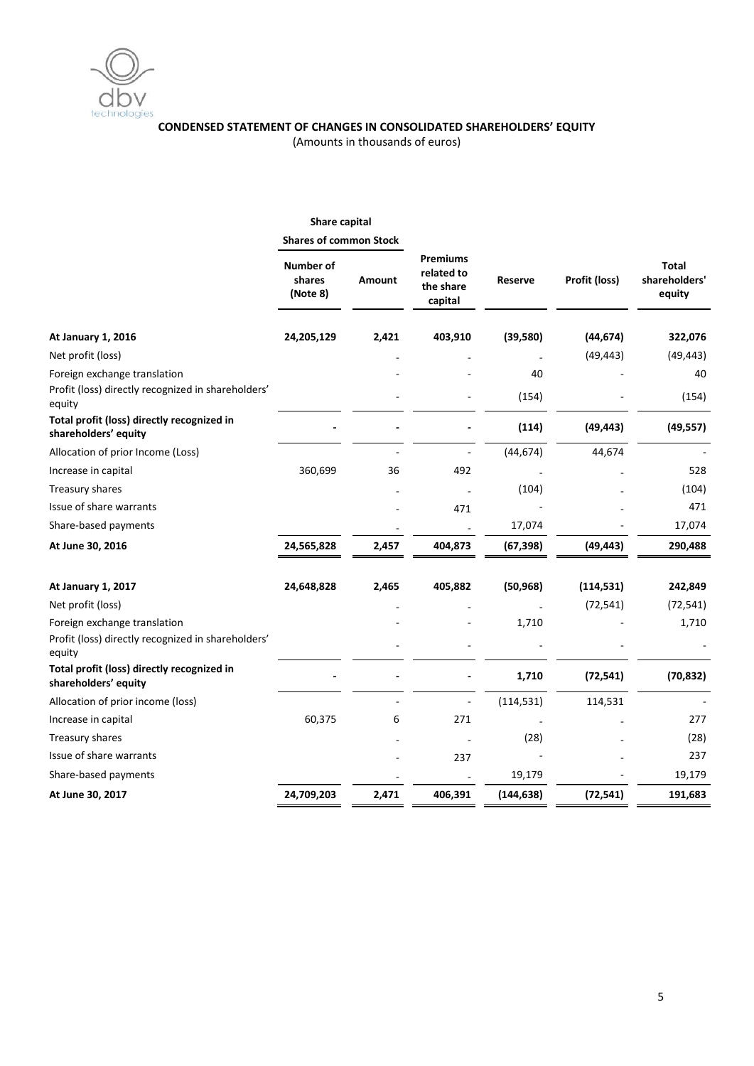**CONDENSED STATEMENT OF CHANGES IN CONSOLIDATED SHAREHOLDERS' EQUITY**

(Amounts in thousands of euros)

| | Share capital | | | | | |
|---|---|---|---|---|---|---|
| | Shares of common Stock | | | | | |
| | Number of shares (Note 8) | Amount | Premiums related to the share capital | Reserve | Profit (loss) | Total shareholders' equity |
| **At January 1, 2016** | **24,205,129** | **2,421** | **403,910** | **(39,580)** | **(44,674)** | **322,076** |
| Net profit (loss) | | - | - | - | (49,443) | (49,443) |
| Foreign exchange translation | | - | - | 40 | - | 40 |
| Profit (loss) directly recognized in shareholders' equity | | - | - | (154) | - | (154) |
| **Total profit (loss) directly recognized in shareholders' equity** | **-** | **-** | **-** | **(114)** | **(49,443)** | **(49,557)** |
| Allocation of prior Income (Loss) | | - | - | (44,674) | 44,674 | - |
| Increase in capital | 360,699 | 36 | 492 | - | - | 528 |
| Treasury shares | | - | - | (104) | - | (104) |
| Issue of share warrants | | - | 471 | - | - | 471 |
| Share-based payments | | - | - | 17,074 | - | 17,074 |
| **At June 30, 2016** | **24,565,828** | **2,457** | **404,873** | **(67,398)** | **(49,443)** | **290,488** |
| **At January 1, 2017** | **24,648,828** | **2,465** | **405,882** | **(50,968)** | **(114,531)** | **242,849** |
| Net profit (loss) | | - | - | - | (72,541) | (72,541) |
| Foreign exchange translation | | - | - | 1,710 | - | 1,710 |
| Profit (loss) directly recognized in shareholders' equity | | - | - | - | - | - |
| **Total profit (loss) directly recognized in shareholders' equity** | **-** | **-** | **-** | **1,710** | **(72,541)** | **(70,832)** |
| Allocation of prior income (loss) | | - | - | (114,531) | 114,531 | - |
| Increase in capital | 60,375 | 6 | 271 | - | - | 277 |
| Treasury shares | | - | - | (28) | - | (28) |
| Issue of share warrants | | - | 237 | - | - | 237 |
| Share-based payments | | - | - | 19,179 | - | 19,179 |
| **At June 30, 2017** | **24,709,203** | **2,471** | **406,391** | **(144,638)** | **(72,541)** | **191,683** |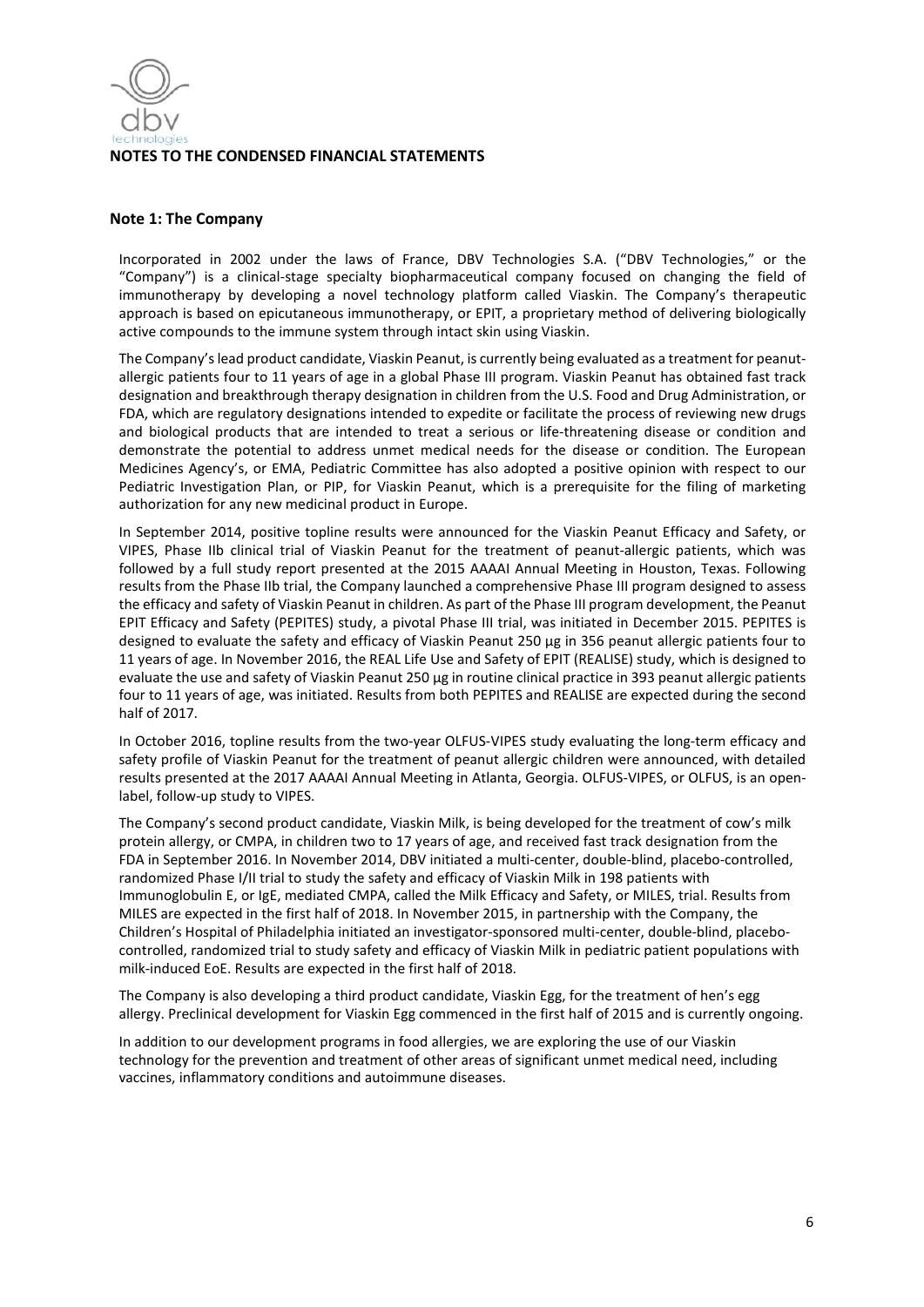**NOTES TO THE CONDENSED FINANCIAL STATEMENTS**

## Note 1: The Company

Incorporated in 2002 under the laws of France, DBV Technologies S.A. ("DBV Technologies," or the "Company") is a clinical-stage specialty biopharmaceutical company focused on changing the field of immunotherapy by developing a novel technology platform called Viaskin. The Company's therapeutic approach is based on epicutaneous immunotherapy, or EPIT, a proprietary method of delivering biologically active compounds to the immune system through intact skin using Viaskin.

The Company's lead product candidate, Viaskin Peanut, is currently being evaluated as a treatment for peanut-allergic patients four to 11 years of age in a global Phase III program. Viaskin Peanut has obtained fast track designation and breakthrough therapy designation in children from the U.S. Food and Drug Administration, or FDA, which are regulatory designations intended to expedite or facilitate the process of reviewing new drugs and biological products that are intended to treat a serious or life-threatening disease or condition and demonstrate the potential to address unmet medical needs for the disease or condition. The European Medicines Agency's, or EMA, Pediatric Committee has also adopted a positive opinion with respect to our Pediatric Investigation Plan, or PIP, for Viaskin Peanut, which is a prerequisite for the filing of marketing authorization for any new medicinal product in Europe.

In September 2014, positive topline results were announced for the Viaskin Peanut Efficacy and Safety, or VIPES, Phase IIb clinical trial of Viaskin Peanut for the treatment of peanut-allergic patients, which was followed by a full study report presented at the 2015 AAAAI Annual Meeting in Houston, Texas. Following results from the Phase IIb trial, the Company launched a comprehensive Phase III program designed to assess the efficacy and safety of Viaskin Peanut in children. As part of the Phase III program development, the Peanut EPIT Efficacy and Safety (PEPITES) study, a pivotal Phase III trial, was initiated in December 2015. PEPITES is designed to evaluate the safety and efficacy of Viaskin Peanut 250 µg in 356 peanut allergic patients four to 11 years of age. In November 2016, the REAL Life Use and Safety of EPIT (REALISE) study, which is designed to evaluate the use and safety of Viaskin Peanut 250 µg in routine clinical practice in 393 peanut allergic patients four to 11 years of age, was initiated. Results from both PEPITES and REALISE are expected during the second half of 2017.

In October 2016, topline results from the two-year OLFUS-VIPES study evaluating the long-term efficacy and safety profile of Viaskin Peanut for the treatment of peanut allergic children were announced, with detailed results presented at the 2017 AAAAI Annual Meeting in Atlanta, Georgia. OLFUS-VIPES, or OLFUS, is an open-label, follow-up study to VIPES.

The Company's second product candidate, Viaskin Milk, is being developed for the treatment of cow's milk protein allergy, or CMPA, in children two to 17 years of age, and received fast track designation from the FDA in September 2016. In November 2014, DBV initiated a multi-center, double-blind, placebo-controlled, randomized Phase I/II trial to study the safety and efficacy of Viaskin Milk in 198 patients with Immunoglobulin E, or IgE, mediated CMPA, called the Milk Efficacy and Safety, or MILES, trial. Results from MILES are expected in the first half of 2018. In November 2015, in partnership with the Company, the Children's Hospital of Philadelphia initiated an investigator-sponsored multi-center, double-blind, placebo-controlled, randomized trial to study safety and efficacy of Viaskin Milk in pediatric patient populations with milk-induced EoE. Results are expected in the first half of 2018.

The Company is also developing a third product candidate, Viaskin Egg, for the treatment of hen's egg allergy. Preclinical development for Viaskin Egg commenced in the first half of 2015 and is currently ongoing.

In addition to our development programs in food allergies, we are exploring the use of our Viaskin technology for the prevention and treatment of other areas of significant unmet medical need, including vaccines, inflammatory conditions and autoimmune diseases.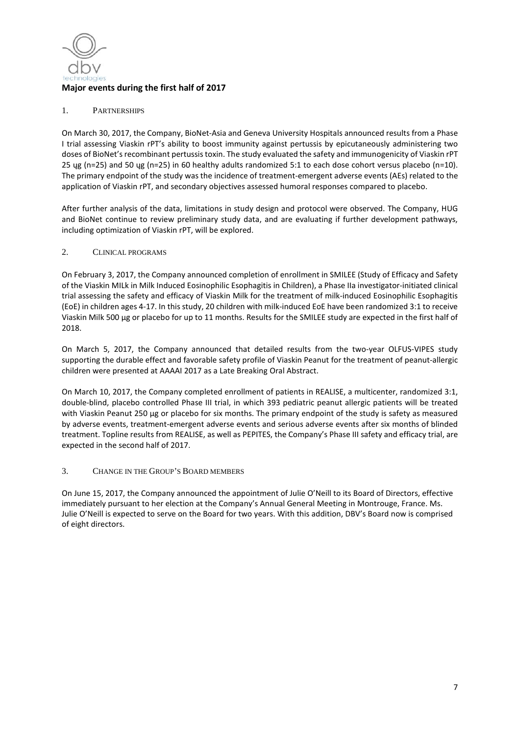## Major events during the first half of 2017

### 1. PARTNERSHIPS

On March 30, 2017, the Company, BioNet-Asia and Geneva University Hospitals announced results from a Phase I trial assessing Viaskin rPT's ability to boost immunity against pertussis by epicutaneously administering two doses of BioNet's recombinant pertussis toxin. The study evaluated the safety and immunogenicity of Viaskin rPT 25 ɥg (n=25) and 50 ɥg (n=25) in 60 healthy adults randomized 5:1 to each dose cohort versus placebo (n=10). The primary endpoint of the study was the incidence of treatment-emergent adverse events (AEs) related to the application of Viaskin rPT, and secondary objectives assessed humoral responses compared to placebo.

After further analysis of the data, limitations in study design and protocol were observed. The Company, HUG and BioNet continue to review preliminary study data, and are evaluating if further development pathways, including optimization of Viaskin rPT, will be explored.

### 2. CLINICAL PROGRAMS

On February 3, 2017, the Company announced completion of enrollment in SMILEE (Study of Efficacy and Safety of the Viaskin MILk in Milk Induced Eosinophilic Esophagitis in Children), a Phase IIa investigator-initiated clinical trial assessing the safety and efficacy of Viaskin Milk for the treatment of milk-induced Eosinophilic Esophagitis (EoE) in children ages 4-17. In this study, 20 children with milk-induced EoE have been randomized 3:1 to receive Viaskin Milk 500 µg or placebo for up to 11 months. Results for the SMILEE study are expected in the first half of 2018.

On March 5, 2017, the Company announced that detailed results from the two-year OLFUS-VIPES study supporting the durable effect and favorable safety profile of Viaskin Peanut for the treatment of peanut-allergic children were presented at AAAAI 2017 as a Late Breaking Oral Abstract.

On March 10, 2017, the Company completed enrollment of patients in REALISE, a multicenter, randomized 3:1, double-blind, placebo controlled Phase III trial, in which 393 pediatric peanut allergic patients will be treated with Viaskin Peanut 250 µg or placebo for six months. The primary endpoint of the study is safety as measured by adverse events, treatment-emergent adverse events and serious adverse events after six months of blinded treatment. Topline results from REALISE, as well as PEPITES, the Company's Phase III safety and efficacy trial, are expected in the second half of 2017.

### 3. CHANGE IN THE GROUP'S BOARD MEMBERS

On June 15, 2017, the Company announced the appointment of Julie O'Neill to its Board of Directors, effective immediately pursuant to her election at the Company's Annual General Meeting in Montrouge, France. Ms. Julie O'Neill is expected to serve on the Board for two years. With this addition, DBV's Board now is comprised of eight directors.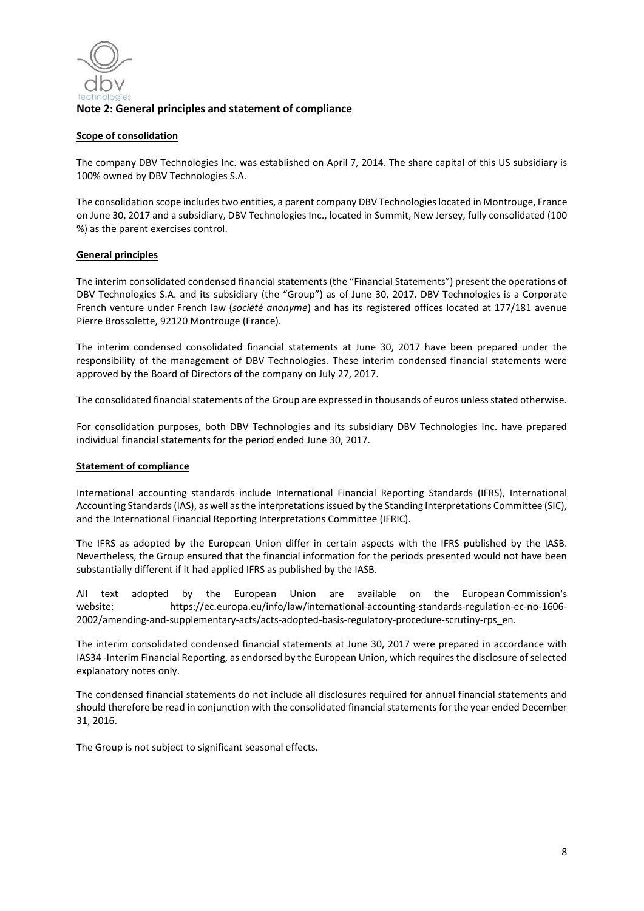## Note 2: General principles and statement of compliance

**Scope of consolidation**

The company DBV Technologies Inc. was established on April 7, 2014. The share capital of this US subsidiary is 100% owned by DBV Technologies S.A.

The consolidation scope includes two entities, a parent company DBV Technologies located in Montrouge, France on June 30, 2017 and a subsidiary, DBV Technologies Inc., located in Summit, New Jersey, fully consolidated (100 %) as the parent exercises control.

**General principles**

The interim consolidated condensed financial statements (the "Financial Statements") present the operations of DBV Technologies S.A. and its subsidiary (the "Group") as of June 30, 2017. DBV Technologies is a Corporate French venture under French law (*société anonyme*) and has its registered offices located at 177/181 avenue Pierre Brossolette, 92120 Montrouge (France).

The interim condensed consolidated financial statements at June 30, 2017 have been prepared under the responsibility of the management of DBV Technologies. These interim condensed financial statements were approved by the Board of Directors of the company on July 27, 2017.

The consolidated financial statements of the Group are expressed in thousands of euros unless stated otherwise.

For consolidation purposes, both DBV Technologies and its subsidiary DBV Technologies Inc. have prepared individual financial statements for the period ended June 30, 2017.

**Statement of compliance**

International accounting standards include International Financial Reporting Standards (IFRS), International Accounting Standards (IAS), as well as the interpretations issued by the Standing Interpretations Committee (SIC), and the International Financial Reporting Interpretations Committee (IFRIC).

The IFRS as adopted by the European Union differ in certain aspects with the IFRS published by the IASB. Nevertheless, the Group ensured that the financial information for the periods presented would not have been substantially different if it had applied IFRS as published by the IASB.

All text adopted by the European Union are available on the European Commission's website: https://ec.europa.eu/info/law/international-accounting-standards-regulation-ec-no-1606-2002/amending-and-supplementary-acts/acts-adopted-basis-regulatory-procedure-scrutiny-rps_en.

The interim consolidated condensed financial statements at June 30, 2017 were prepared in accordance with IAS34 -Interim Financial Reporting, as endorsed by the European Union, which requires the disclosure of selected explanatory notes only.

The condensed financial statements do not include all disclosures required for annual financial statements and should therefore be read in conjunction with the consolidated financial statements for the year ended December 31, 2016.

The Group is not subject to significant seasonal effects.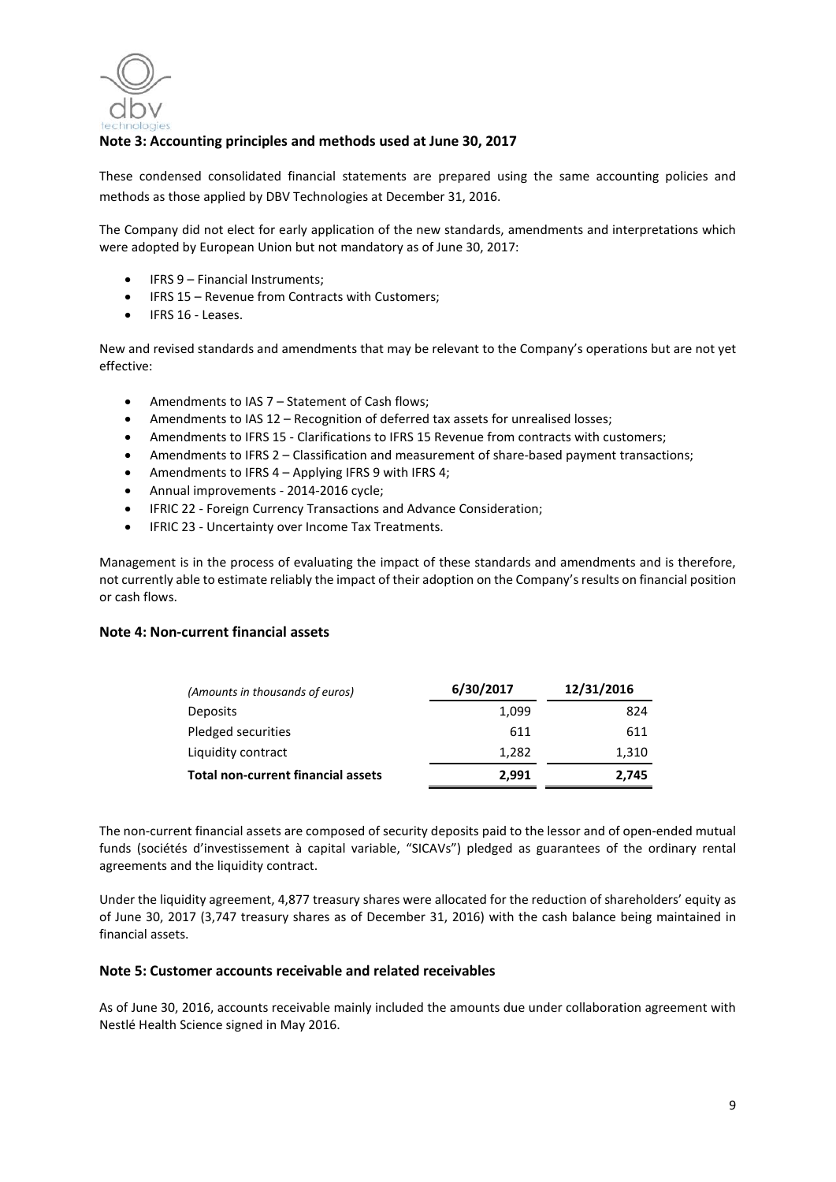## Note 3: Accounting principles and methods used at June 30, 2017

These condensed consolidated financial statements are prepared using the same accounting policies and methods as those applied by DBV Technologies at December 31, 2016.

The Company did not elect for early application of the new standards, amendments and interpretations which were adopted by European Union but not mandatory as of June 30, 2017:

- IFRS 9 – Financial Instruments;
- IFRS 15 – Revenue from Contracts with Customers;
- IFRS 16 - Leases.

New and revised standards and amendments that may be relevant to the Company's operations but are not yet effective:

- Amendments to IAS 7 – Statement of Cash flows;
- Amendments to IAS 12 – Recognition of deferred tax assets for unrealised losses;
- Amendments to IFRS 15 - Clarifications to IFRS 15 Revenue from contracts with customers;
- Amendments to IFRS 2 – Classification and measurement of share-based payment transactions;
- Amendments to IFRS 4 – Applying IFRS 9 with IFRS 4;
- Annual improvements - 2014-2016 cycle;
- IFRIC 22 - Foreign Currency Transactions and Advance Consideration;
- IFRIC 23 - Uncertainty over Income Tax Treatments.

Management is in the process of evaluating the impact of these standards and amendments and is therefore, not currently able to estimate reliably the impact of their adoption on the Company's results on financial position or cash flows.

## Note 4: Non-current financial assets

| *(Amounts in thousands of euros)* | 6/30/2017 | 12/31/2016 |
|---|---|---|
| Deposits | 1,099 | 824 |
| Pledged securities | 611 | 611 |
| Liquidity contract | 1,282 | 1,310 |
| **Total non-current financial assets** | **2,991** | **2,745** |

The non-current financial assets are composed of security deposits paid to the lessor and of open-ended mutual funds (sociétés d'investissement à capital variable, "SICAVs") pledged as guarantees of the ordinary rental agreements and the liquidity contract.

Under the liquidity agreement, 4,877 treasury shares were allocated for the reduction of shareholders' equity as of June 30, 2017 (3,747 treasury shares as of December 31, 2016) with the cash balance being maintained in financial assets.

## Note 5: Customer accounts receivable and related receivables

As of June 30, 2016, accounts receivable mainly included the amounts due under collaboration agreement with Nestlé Health Science signed in May 2016.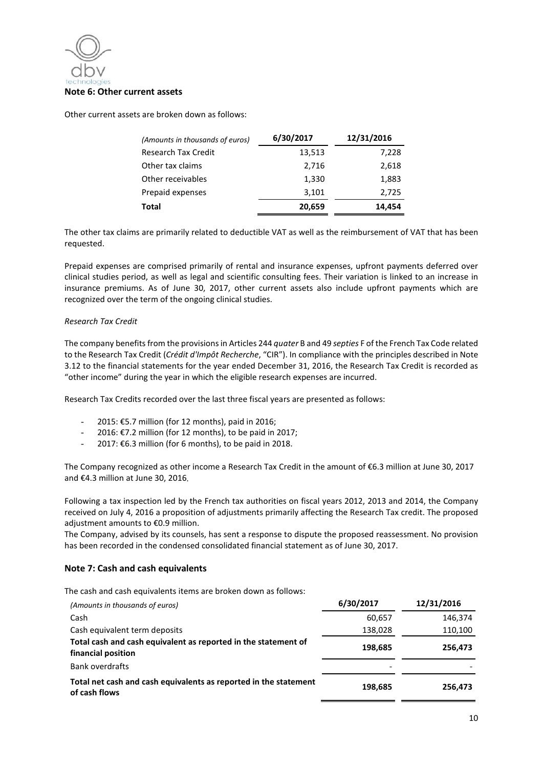## Note 6: Other current assets

Other current assets are broken down as follows:

| *(Amounts in thousands of euros)* | 6/30/2017 | 12/31/2016 |
|---|---|---|
| Research Tax Credit | 13,513 | 7,228 |
| Other tax claims | 2,716 | 2,618 |
| Other receivables | 1,330 | 1,883 |
| Prepaid expenses | 3,101 | 2,725 |
| **Total** | **20,659** | **14,454** |

The other tax claims are primarily related to deductible VAT as well as the reimbursement of VAT that has been requested.

Prepaid expenses are comprised primarily of rental and insurance expenses, upfront payments deferred over clinical studies period, as well as legal and scientific consulting fees. Their variation is linked to an increase in insurance premiums. As of June 30, 2017, other current assets also include upfront payments which are recognized over the term of the ongoing clinical studies.

*Research Tax Credit*

The company benefits from the provisions in Articles 244 *quater* B and 49 *septies* F of the French Tax Code related to the Research Tax Credit (*Crédit d'Impôt Recherche*, "CIR"). In compliance with the principles described in Note 3.12 to the financial statements for the year ended December 31, 2016, the Research Tax Credit is recorded as "other income" during the year in which the eligible research expenses are incurred.

Research Tax Credits recorded over the last three fiscal years are presented as follows:

- 2015: €5.7 million (for 12 months), paid in 2016;
- 2016: €7.2 million (for 12 months), to be paid in 2017;
- 2017: €6.3 million (for 6 months), to be paid in 2018.

The Company recognized as other income a Research Tax Credit in the amount of €6.3 million at June 30, 2017 and €4.3 million at June 30, 2016.

Following a tax inspection led by the French tax authorities on fiscal years 2012, 2013 and 2014, the Company received on July 4, 2016 a proposition of adjustments primarily affecting the Research Tax credit. The proposed adjustment amounts to €0.9 million.
The Company, advised by its counsels, has sent a response to dispute the proposed reassessment. No provision has been recorded in the condensed consolidated financial statement as of June 30, 2017.

## Note 7: Cash and cash equivalents

The cash and cash equivalents items are broken down as follows:

| *(Amounts in thousands of euros)* | 6/30/2017 | 12/31/2016 |
|---|---|---|
| Cash | 60,657 | 146,374 |
| Cash equivalent term deposits | 138,028 | 110,100 |
| **Total cash and cash equivalent as reported in the statement of financial position** | **198,685** | **256,473** |
| Bank overdrafts | - | - |
| **Total net cash and cash equivalents as reported in the statement of cash flows** | **198,685** | **256,473** |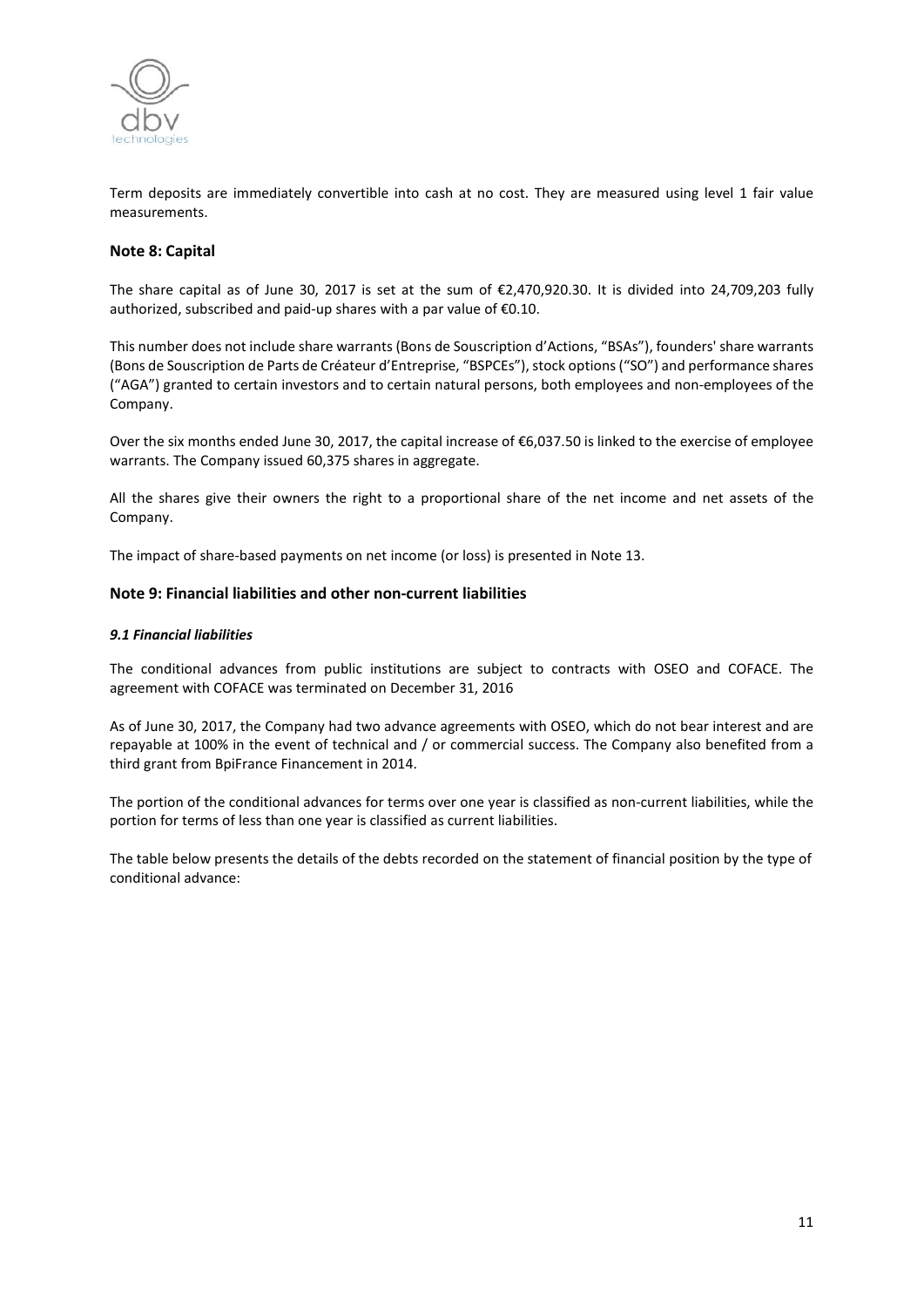Term deposits are immediately convertible into cash at no cost. They are measured using level 1 fair value measurements.

## Note 8: Capital

The share capital as of June 30, 2017 is set at the sum of €2,470,920.30. It is divided into 24,709,203 fully authorized, subscribed and paid-up shares with a par value of €0.10.

This number does not include share warrants (Bons de Souscription d'Actions, "BSAs"), founders' share warrants (Bons de Souscription de Parts de Créateur d'Entreprise, "BSPCEs"), stock options ("SO") and performance shares ("AGA") granted to certain investors and to certain natural persons, both employees and non-employees of the Company.

Over the six months ended June 30, 2017, the capital increase of €6,037.50 is linked to the exercise of employee warrants. The Company issued 60,375 shares in aggregate.

All the shares give their owners the right to a proportional share of the net income and net assets of the Company.

The impact of share-based payments on net income (or loss) is presented in Note 13.

## Note 9: Financial liabilities and other non-current liabilities

### *9.1 Financial liabilities*

The conditional advances from public institutions are subject to contracts with OSEO and COFACE. The agreement with COFACE was terminated on December 31, 2016

As of June 30, 2017, the Company had two advance agreements with OSEO, which do not bear interest and are repayable at 100% in the event of technical and / or commercial success. The Company also benefited from a third grant from BpiFrance Financement in 2014.

The portion of the conditional advances for terms over one year is classified as non-current liabilities, while the portion for terms of less than one year is classified as current liabilities.

The table below presents the details of the debts recorded on the statement of financial position by the type of conditional advance: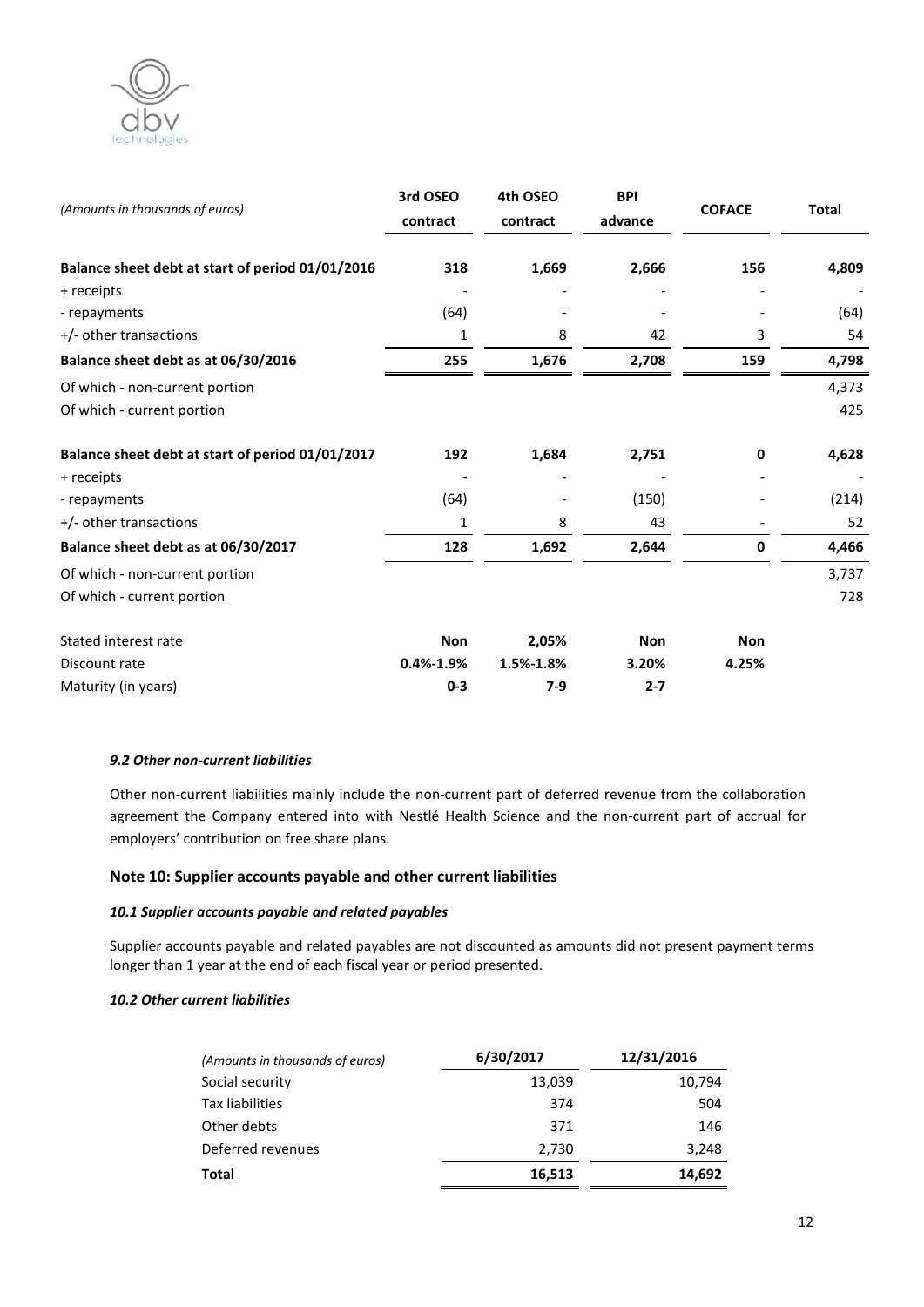| (Amounts in thousands of euros) | 3rd OSEO contract | 4th OSEO contract | BPI advance | COFACE | Total |
|---|---|---|---|---|---|
| **Balance sheet debt at start of period 01/01/2016** | **318** | **1,669** | **2,666** | **156** | **4,809** |
| + receipts | - | - | - | - | - |
| - repayments | (64) | - | - | - | (64) |
| +/- other transactions | 1 | 8 | 42 | 3 | 54 |
| **Balance sheet debt as at 06/30/2016** | **255** | **1,676** | **2,708** | **159** | **4,798** |
| Of which - non-current portion | | | | | 4,373 |
| Of which - current portion | | | | | 425 |
| **Balance sheet debt at start of period 01/01/2017** | **192** | **1,684** | **2,751** | **0** | **4,628** |
| + receipts | - | - | - | - | - |
| - repayments | (64) | - | (150) | - | (214) |
| +/- other transactions | 1 | 8 | 43 | - | 52 |
| **Balance sheet debt as at 06/30/2017** | **128** | **1,692** | **2,644** | **0** | **4,466** |
| Of which - non-current portion | | | | | 3,737 |
| Of which - current portion | | | | | 728 |
| Stated interest rate | **Non** | **2,05%** | **Non** | **Non** | |
| Discount rate | **0.4%-1.9%** | **1.5%-1.8%** | **3.20%** | **4.25%** | |
| Maturity (in years) | **0-3** | **7-9** | **2-7** | | |

### *9.2 Other non-current liabilities*

Other non-current liabilities mainly include the non-current part of deferred revenue from the collaboration agreement the Company entered into with Nestlé Health Science and the non-current part of accrual for employers' contribution on free share plans.

## Note 10: Supplier accounts payable and other current liabilities

### *10.1 Supplier accounts payable and related payables*

Supplier accounts payable and related payables are not discounted as amounts did not present payment terms longer than 1 year at the end of each fiscal year or period presented.

### *10.2 Other current liabilities*

| *(Amounts in thousands of euros)* | 6/30/2017 | 12/31/2016 |
|---|---|---|
| Social security | 13,039 | 10,794 |
| Tax liabilities | 374 | 504 |
| Other debts | 371 | 146 |
| Deferred revenues | 2,730 | 3,248 |
| **Total** | **16,513** | **14,692** |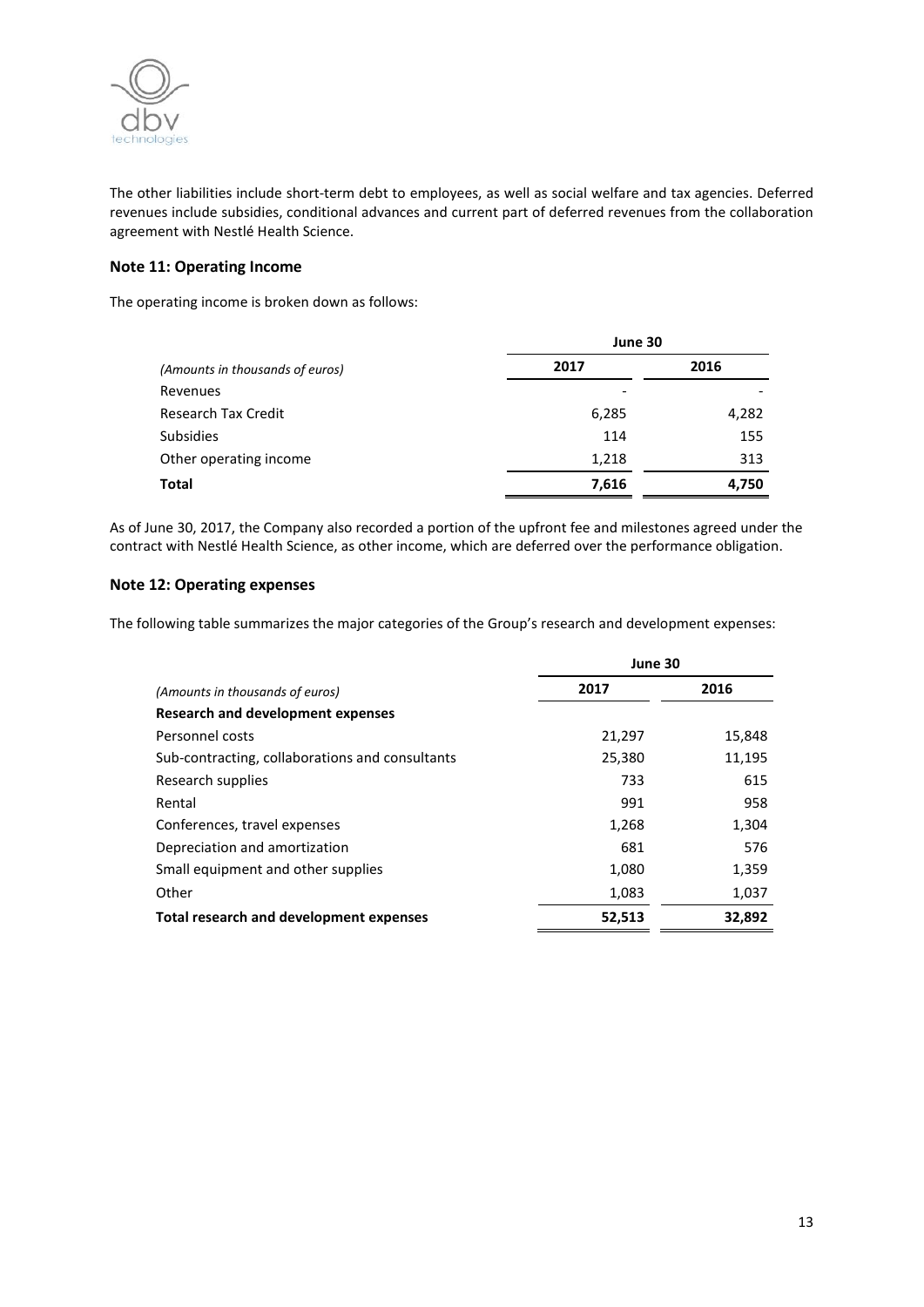The other liabilities include short-term debt to employees, as well as social welfare and tax agencies. Deferred revenues include subsidies, conditional advances and current part of deferred revenues from the collaboration agreement with Nestlé Health Science.

### Note 11: Operating Income

The operating income is broken down as follows:

| | June 30 | |
|---|---|---|
| *(Amounts in thousands of euros)* | **2017** | **2016** |
| Revenues | - | - |
| Research Tax Credit | 6,285 | 4,282 |
| Subsidies | 114 | 155 |
| Other operating income | 1,218 | 313 |
| **Total** | **7,616** | **4,750** |

As of June 30, 2017, the Company also recorded a portion of the upfront fee and milestones agreed under the contract with Nestlé Health Science, as other income, which are deferred over the performance obligation.

### Note 12: Operating expenses

The following table summarizes the major categories of the Group's research and development expenses:

| | June 30 | |
|---|---|---|
| *(Amounts in thousands of euros)* | **2017** | **2016** |
| **Research and development expenses** | | |
| Personnel costs | 21,297 | 15,848 |
| Sub-contracting, collaborations and consultants | 25,380 | 11,195 |
| Research supplies | 733 | 615 |
| Rental | 991 | 958 |
| Conferences, travel expenses | 1,268 | 1,304 |
| Depreciation and amortization | 681 | 576 |
| Small equipment and other supplies | 1,080 | 1,359 |
| Other | 1,083 | 1,037 |
| **Total research and development expenses** | **52,513** | **32,892** |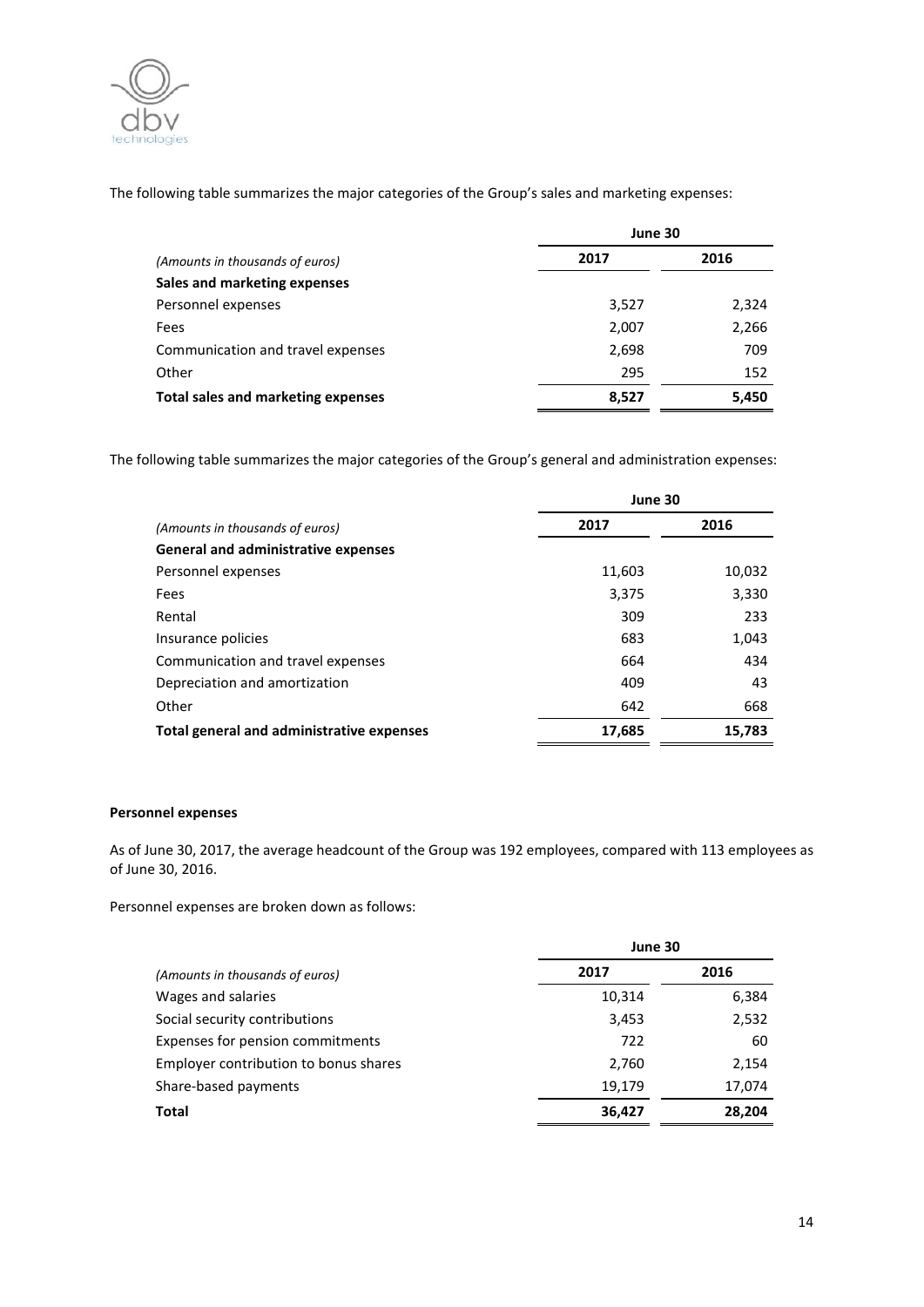The following table summarizes the major categories of the Group's sales and marketing expenses:

| *(Amounts in thousands of euros)* | June 30 | |
|---|---|---|
| | **2017** | **2016** |
| **Sales and marketing expenses** | | |
| Personnel expenses | 3,527 | 2,324 |
| Fees | 2,007 | 2,266 |
| Communication and travel expenses | 2,698 | 709 |
| Other | 295 | 152 |
| **Total sales and marketing expenses** | **8,527** | **5,450** |

The following table summarizes the major categories of the Group's general and administration expenses:

| *(Amounts in thousands of euros)* | June 30 | |
|---|---|---|
| | **2017** | **2016** |
| **General and administrative expenses** | | |
| Personnel expenses | 11,603 | 10,032 |
| Fees | 3,375 | 3,330 |
| Rental | 309 | 233 |
| Insurance policies | 683 | 1,043 |
| Communication and travel expenses | 664 | 434 |
| Depreciation and amortization | 409 | 43 |
| Other | 642 | 668 |
| **Total general and administrative expenses** | **17,685** | **15,783** |

**Personnel expenses**

As of June 30, 2017, the average headcount of the Group was 192 employees, compared with 113 employees as of June 30, 2016.

Personnel expenses are broken down as follows:

| *(Amounts in thousands of euros)* | June 30 | |
|---|---|---|
| | **2017** | **2016** |
| Wages and salaries | 10,314 | 6,384 |
| Social security contributions | 3,453 | 2,532 |
| Expenses for pension commitments | 722 | 60 |
| Employer contribution to bonus shares | 2,760 | 2,154 |
| Share-based payments | 19,179 | 17,074 |
| **Total** | **36,427** | **28,204** |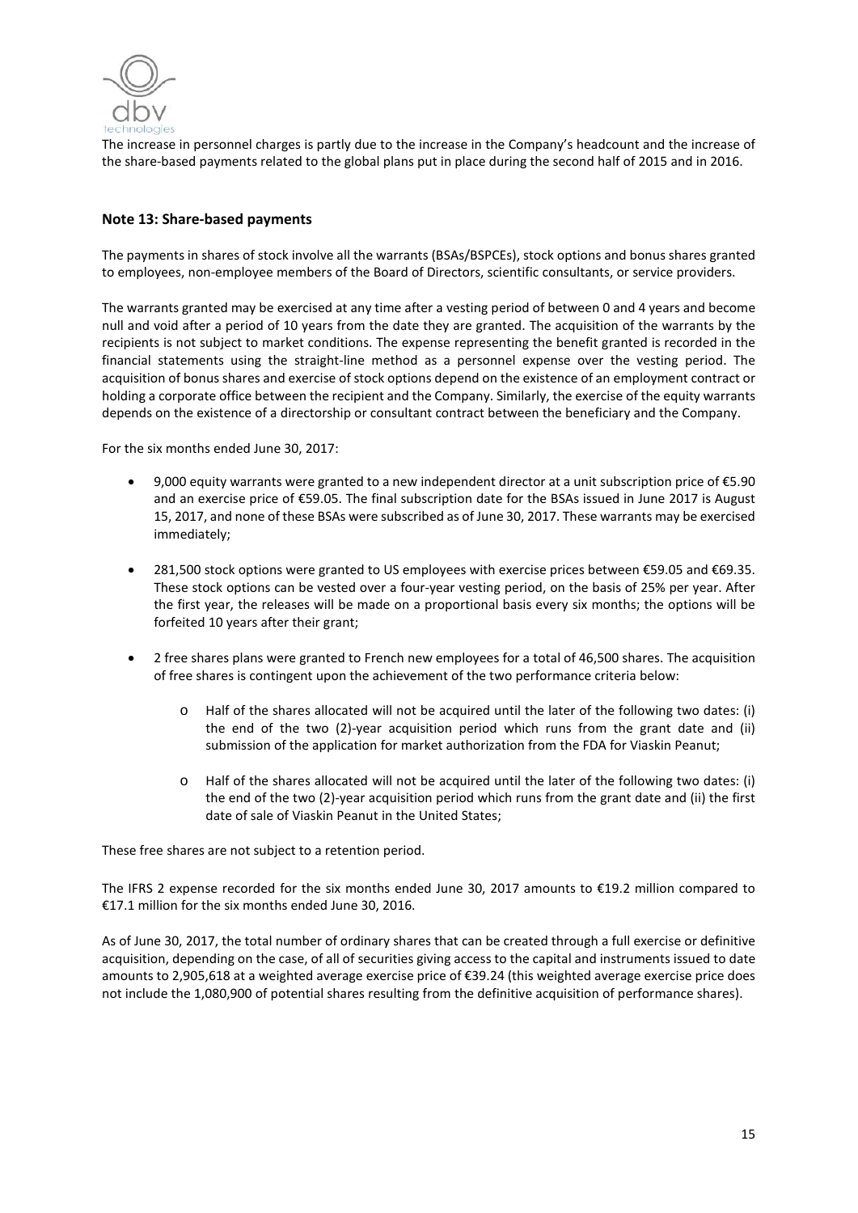The increase in personnel charges is partly due to the increase in the Company's headcount and the increase of the share-based payments related to the global plans put in place during the second half of 2015 and in 2016.

## Note 13: Share-based payments

The payments in shares of stock involve all the warrants (BSAs/BSPCEs), stock options and bonus shares granted to employees, non-employee members of the Board of Directors, scientific consultants, or service providers.

The warrants granted may be exercised at any time after a vesting period of between 0 and 4 years and become null and void after a period of 10 years from the date they are granted. The acquisition of the warrants by the recipients is not subject to market conditions. The expense representing the benefit granted is recorded in the financial statements using the straight-line method as a personnel expense over the vesting period. The acquisition of bonus shares and exercise of stock options depend on the existence of an employment contract or holding a corporate office between the recipient and the Company. Similarly, the exercise of the equity warrants depends on the existence of a directorship or consultant contract between the beneficiary and the Company.

For the six months ended June 30, 2017:

- 9,000 equity warrants were granted to a new independent director at a unit subscription price of €5.90 and an exercise price of €59.05. The final subscription date for the BSAs issued in June 2017 is August 15, 2017, and none of these BSAs were subscribed as of June 30, 2017. These warrants may be exercised immediately;

- 281,500 stock options were granted to US employees with exercise prices between €59.05 and €69.35. These stock options can be vested over a four-year vesting period, on the basis of 25% per year. After the first year, the releases will be made on a proportional basis every six months; the options will be forfeited 10 years after their grant;

- 2 free shares plans were granted to French new employees for a total of 46,500 shares. The acquisition of free shares is contingent upon the achievement of the two performance criteria below:
  - Half of the shares allocated will not be acquired until the later of the following two dates: (i) the end of the two (2)-year acquisition period which runs from the grant date and (ii) submission of the application for market authorization from the FDA for Viaskin Peanut;
  - Half of the shares allocated will not be acquired until the later of the following two dates: (i) the end of the two (2)-year acquisition period which runs from the grant date and (ii) the first date of sale of Viaskin Peanut in the United States;

These free shares are not subject to a retention period.

The IFRS 2 expense recorded for the six months ended June 30, 2017 amounts to €19.2 million compared to €17.1 million for the six months ended June 30, 2016.

As of June 30, 2017, the total number of ordinary shares that can be created through a full exercise or definitive acquisition, depending on the case, of all of securities giving access to the capital and instruments issued to date amounts to 2,905,618 at a weighted average exercise price of €39.24 (this weighted average exercise price does not include the 1,080,900 of potential shares resulting from the definitive acquisition of performance shares).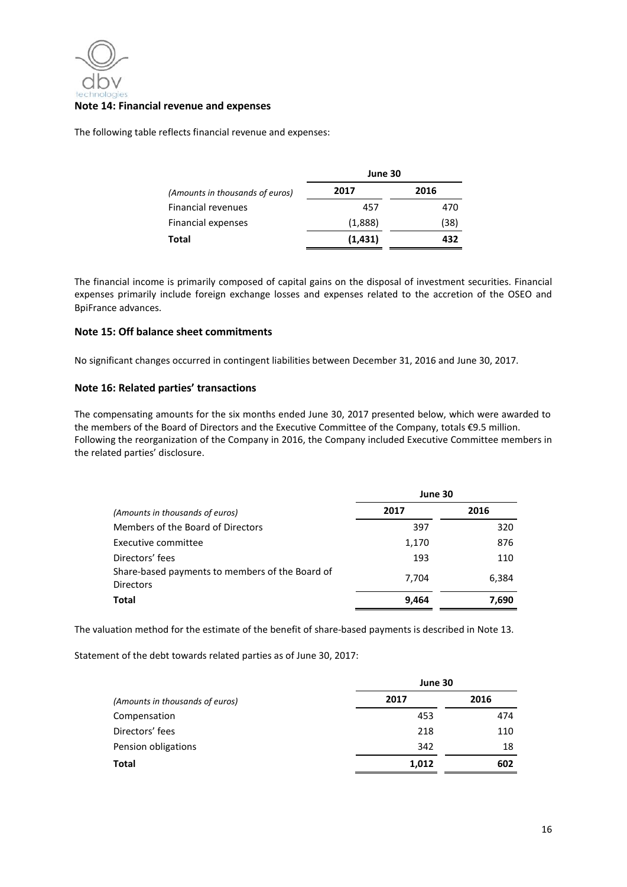## Note 14: Financial revenue and expenses

The following table reflects financial revenue and expenses:

| *(Amounts in thousands of euros)* | June 30 | |
|---|---|---|
| | **2017** | **2016** |
| Financial revenues | 457 | 470 |
| Financial expenses | (1,888) | (38) |
| **Total** | **(1,431)** | **432** |

The financial income is primarily composed of capital gains on the disposal of investment securities. Financial expenses primarily include foreign exchange losses and expenses related to the accretion of the OSEO and BpiFrance advances.

## Note 15: Off balance sheet commitments

No significant changes occurred in contingent liabilities between December 31, 2016 and June 30, 2017.

## Note 16: Related parties' transactions

The compensating amounts for the six months ended June 30, 2017 presented below, which were awarded to the members of the Board of Directors and the Executive Committee of the Company, totals €9.5 million. Following the reorganization of the Company in 2016, the Company included Executive Committee members in the related parties' disclosure.

| *(Amounts in thousands of euros)* | June 30 | |
|---|---|---|
| | **2017** | **2016** |
| Members of the Board of Directors | 397 | 320 |
| Executive committee | 1,170 | 876 |
| Directors' fees | 193 | 110 |
| Share-based payments to members of the Board of Directors | 7,704 | 6,384 |
| **Total** | **9,464** | **7,690** |

The valuation method for the estimate of the benefit of share-based payments is described in Note 13.

Statement of the debt towards related parties as of June 30, 2017:

| *(Amounts in thousands of euros)* | June 30 | |
|---|---|---|
| | **2017** | **2016** |
| Compensation | 453 | 474 |
| Directors' fees | 218 | 110 |
| Pension obligations | 342 | 18 |
| **Total** | **1,012** | **602** |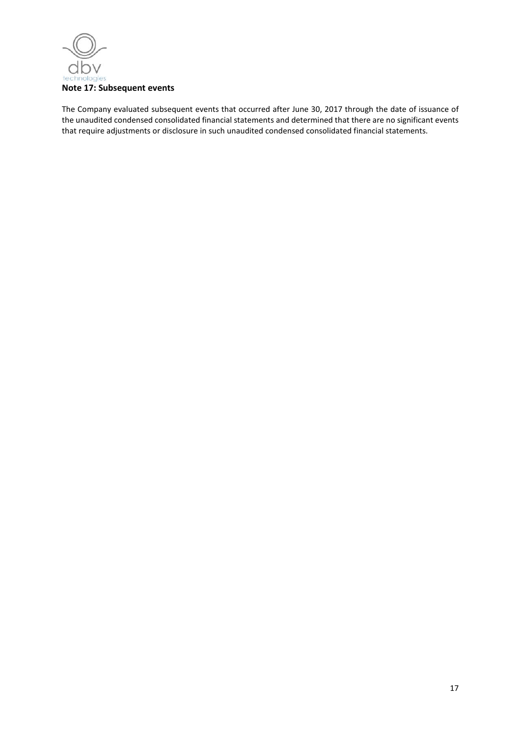### Note 17: Subsequent events

The Company evaluated subsequent events that occurred after June 30, 2017 through the date of issuance of the unaudited condensed consolidated financial statements and determined that there are no significant events that require adjustments or disclosure in such unaudited condensed consolidated financial statements.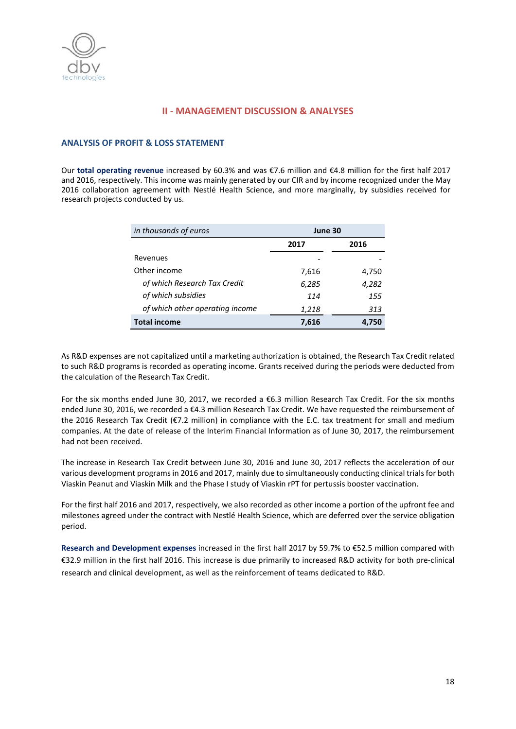## II - MANAGEMENT DISCUSSION & ANALYSES

### ANALYSIS OF PROFIT & LOSS STATEMENT

Our **total operating revenue** increased by 60.3% and was €7.6 million and €4.8 million for the first half 2017 and 2016, respectively. This income was mainly generated by our CIR and by income recognized under the May 2016 collaboration agreement with Nestlé Health Science, and more marginally, by subsidies received for research projects conducted by us.

| *in thousands of euros* | June 30 | |
|---|---|---|
| | **2017** | **2016** |
| Revenues | - | - |
| Other income | 7,616 | 4,750 |
| *of which Research Tax Credit* | *6,285* | *4,282* |
| *of which subsidies* | *114* | *155* |
| *of which other operating income* | *1,218* | *313* |
| **Total income** | **7,616** | **4,750** |

As R&D expenses are not capitalized until a marketing authorization is obtained, the Research Tax Credit related to such R&D programs is recorded as operating income. Grants received during the periods were deducted from the calculation of the Research Tax Credit.

For the six months ended June 30, 2017, we recorded a €6.3 million Research Tax Credit. For the six months ended June 30, 2016, we recorded a €4.3 million Research Tax Credit. We have requested the reimbursement of the 2016 Research Tax Credit (€7.2 million) in compliance with the E.C. tax treatment for small and medium companies. At the date of release of the Interim Financial Information as of June 30, 2017, the reimbursement had not been received.

The increase in Research Tax Credit between June 30, 2016 and June 30, 2017 reflects the acceleration of our various development programs in 2016 and 2017, mainly due to simultaneously conducting clinical trials for both Viaskin Peanut and Viaskin Milk and the Phase I study of Viaskin rPT for pertussis booster vaccination.

For the first half 2016 and 2017, respectively, we also recorded as other income a portion of the upfront fee and milestones agreed under the contract with Nestlé Health Science, which are deferred over the service obligation period.

**Research and Development expenses** increased in the first half 2017 by 59.7% to €52.5 million compared with €32.9 million in the first half 2016. This increase is due primarily to increased R&D activity for both pre-clinical research and clinical development, as well as the reinforcement of teams dedicated to R&D.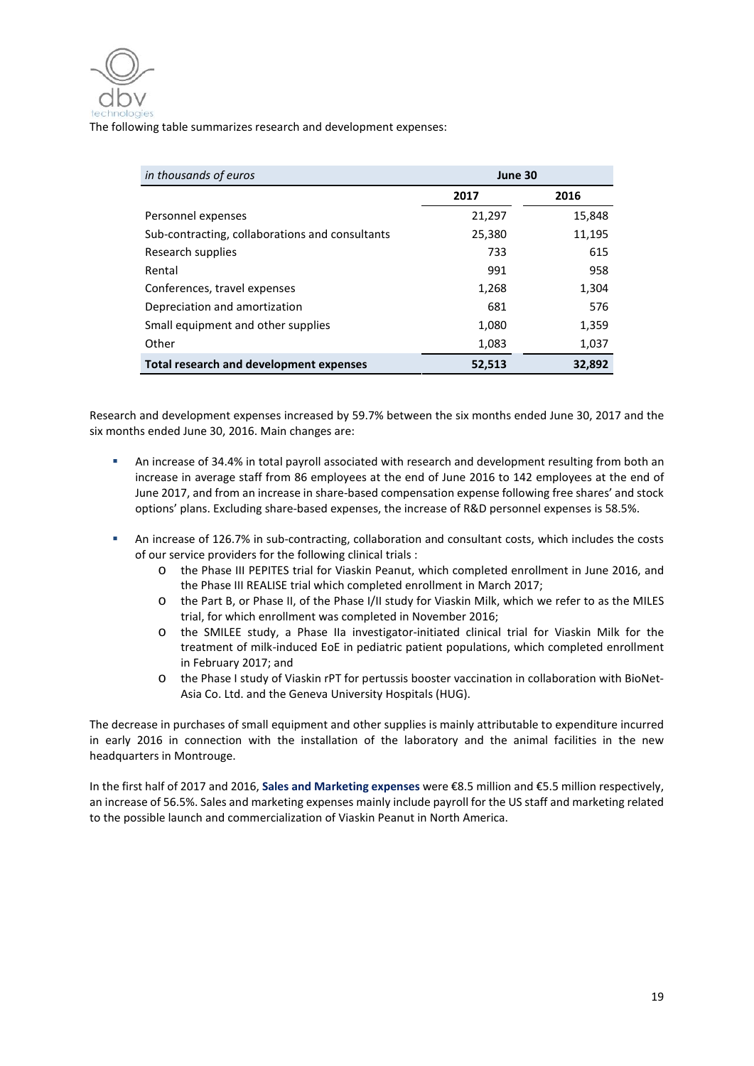The following table summarizes research and development expenses:

| *in thousands of euros* | June 30 | |
|---|---|---|
| | 2017 | 2016 |
| Personnel expenses | 21,297 | 15,848 |
| Sub-contracting, collaborations and consultants | 25,380 | 11,195 |
| Research supplies | 733 | 615 |
| Rental | 991 | 958 |
| Conferences, travel expenses | 1,268 | 1,304 |
| Depreciation and amortization | 681 | 576 |
| Small equipment and other supplies | 1,080 | 1,359 |
| Other | 1,083 | 1,037 |
| **Total research and development expenses** | **52,513** | **32,892** |

Research and development expenses increased by 59.7% between the six months ended June 30, 2017 and the six months ended June 30, 2016. Main changes are:

- An increase of 34.4% in total payroll associated with research and development resulting from both an increase in average staff from 86 employees at the end of June 2016 to 142 employees at the end of June 2017, and from an increase in share-based compensation expense following free shares' and stock options' plans. Excluding share-based expenses, the increase of R&D personnel expenses is 58.5%.

- An increase of 126.7% in sub-contracting, collaboration and consultant costs, which includes the costs of our service providers for the following clinical trials :
  - the Phase III PEPITES trial for Viaskin Peanut, which completed enrollment in June 2016, and the Phase III REALISE trial which completed enrollment in March 2017;
  - the Part B, or Phase II, of the Phase I/II study for Viaskin Milk, which we refer to as the MILES trial, for which enrollment was completed in November 2016;
  - the SMILEE study, a Phase IIa investigator-initiated clinical trial for Viaskin Milk for the treatment of milk-induced EoE in pediatric patient populations, which completed enrollment in February 2017; and
  - the Phase I study of Viaskin rPT for pertussis booster vaccination in collaboration with BioNet-Asia Co. Ltd. and the Geneva University Hospitals (HUG).

The decrease in purchases of small equipment and other supplies is mainly attributable to expenditure incurred in early 2016 in connection with the installation of the laboratory and the animal facilities in the new headquarters in Montrouge.

In the first half of 2017 and 2016, **Sales and Marketing expenses** were €8.5 million and €5.5 million respectively, an increase of 56.5%. Sales and marketing expenses mainly include payroll for the US staff and marketing related to the possible launch and commercialization of Viaskin Peanut in North America.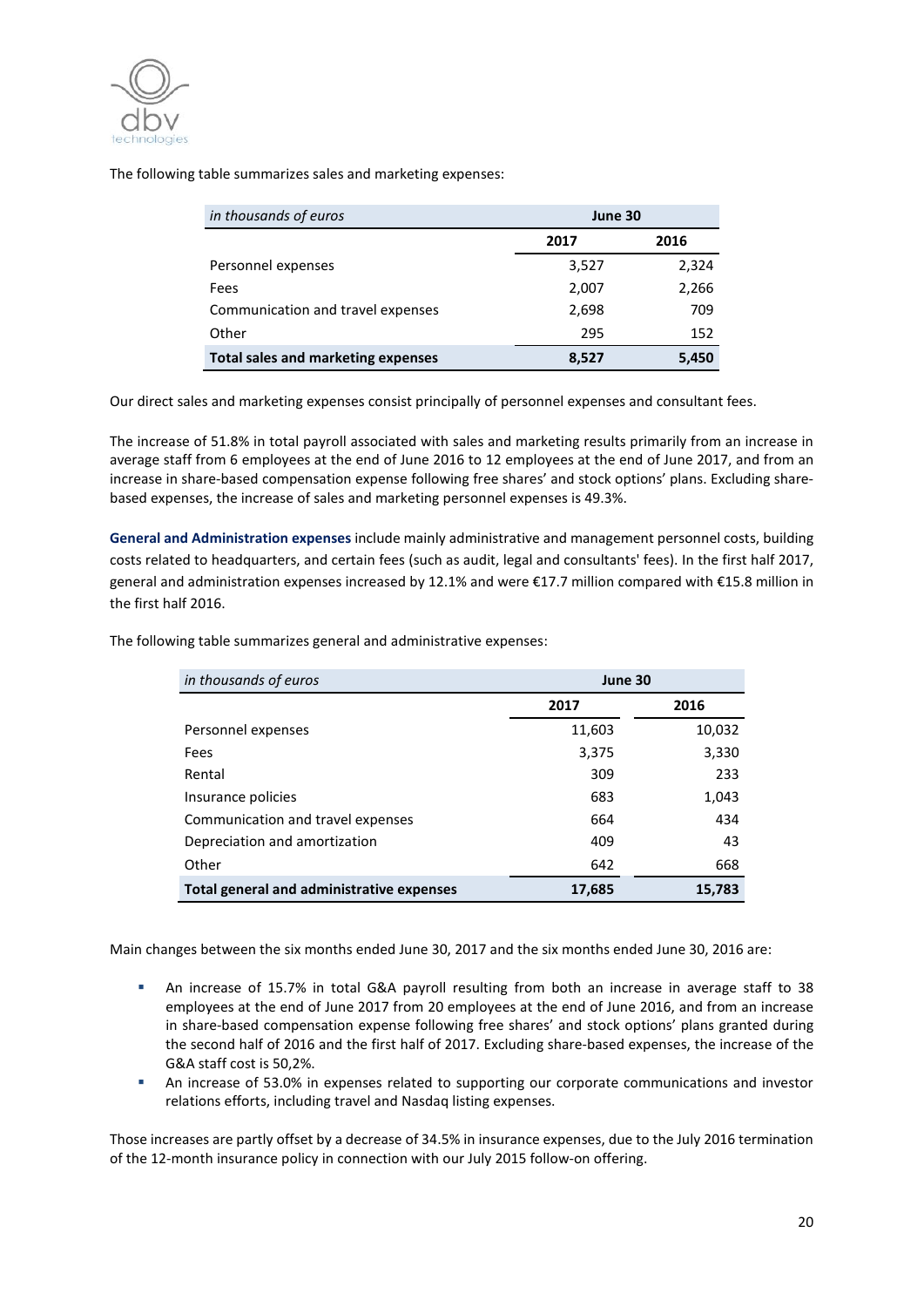The following table summarizes sales and marketing expenses:

| *in thousands of euros* | June 30 | |
|---|---|---|
| | **2017** | **2016** |
| Personnel expenses | 3,527 | 2,324 |
| Fees | 2,007 | 2,266 |
| Communication and travel expenses | 2,698 | 709 |
| Other | 295 | 152 |
| **Total sales and marketing expenses** | **8,527** | **5,450** |

Our direct sales and marketing expenses consist principally of personnel expenses and consultant fees.

The increase of 51.8% in total payroll associated with sales and marketing results primarily from an increase in average staff from 6 employees at the end of June 2016 to 12 employees at the end of June 2017, and from an increase in share-based compensation expense following free shares' and stock options' plans. Excluding share-based expenses, the increase of sales and marketing personnel expenses is 49.3%.

**General and Administration expenses** include mainly administrative and management personnel costs, building costs related to headquarters, and certain fees (such as audit, legal and consultants' fees). In the first half 2017, general and administration expenses increased by 12.1% and were €17.7 million compared with €15.8 million in the first half 2016.

The following table summarizes general and administrative expenses:

| *in thousands of euros* | June 30 | |
|---|---|---|
| | **2017** | **2016** |
| Personnel expenses | 11,603 | 10,032 |
| Fees | 3,375 | 3,330 |
| Rental | 309 | 233 |
| Insurance policies | 683 | 1,043 |
| Communication and travel expenses | 664 | 434 |
| Depreciation and amortization | 409 | 43 |
| Other | 642 | 668 |
| **Total general and administrative expenses** | **17,685** | **15,783** |

Main changes between the six months ended June 30, 2017 and the six months ended June 30, 2016 are:

- An increase of 15.7% in total G&A payroll resulting from both an increase in average staff to 38 employees at the end of June 2017 from 20 employees at the end of June 2016, and from an increase in share-based compensation expense following free shares' and stock options' plans granted during the second half of 2016 and the first half of 2017. Excluding share-based expenses, the increase of the G&A staff cost is 50,2%.
- An increase of 53.0% in expenses related to supporting our corporate communications and investor relations efforts, including travel and Nasdaq listing expenses.

Those increases are partly offset by a decrease of 34.5% in insurance expenses, due to the July 2016 termination of the 12-month insurance policy in connection with our July 2015 follow-on offering.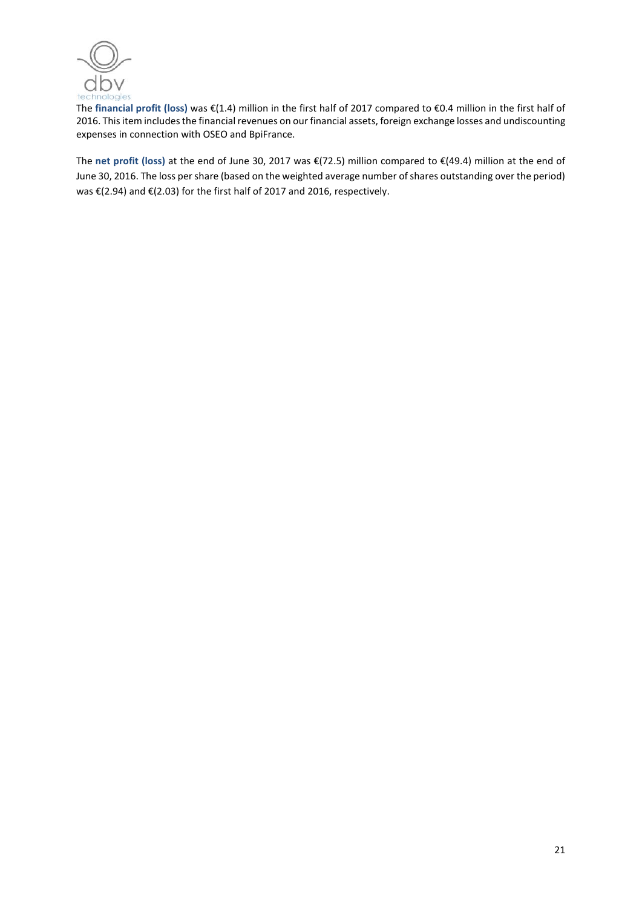The **financial profit (loss)** was €(1.4) million in the first half of 2017 compared to €0.4 million in the first half of 2016. This item includes the financial revenues on our financial assets, foreign exchange losses and undiscounting expenses in connection with OSEO and BpiFrance.

The **net profit (loss)** at the end of June 30, 2017 was €(72.5) million compared to €(49.4) million at the end of June 30, 2016. The loss per share (based on the weighted average number of shares outstanding over the period) was €(2.94) and €(2.03) for the first half of 2017 and 2016, respectively.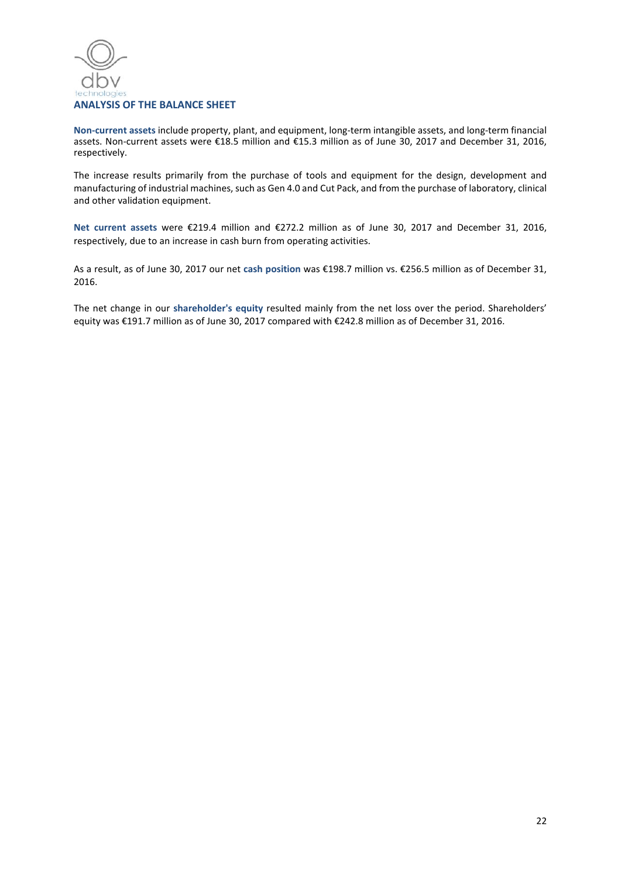## ANALYSIS OF THE BALANCE SHEET

**Non-current assets** include property, plant, and equipment, long-term intangible assets, and long-term financial assets. Non-current assets were €18.5 million and €15.3 million as of June 30, 2017 and December 31, 2016, respectively.

The increase results primarily from the purchase of tools and equipment for the design, development and manufacturing of industrial machines, such as Gen 4.0 and Cut Pack, and from the purchase of laboratory, clinical and other validation equipment.

**Net current assets** were €219.4 million and €272.2 million as of June 30, 2017 and December 31, 2016, respectively, due to an increase in cash burn from operating activities.

As a result, as of June 30, 2017 our net **cash position** was €198.7 million vs. €256.5 million as of December 31, 2016.

The net change in our **shareholder's equity** resulted mainly from the net loss over the period. Shareholders' equity was €191.7 million as of June 30, 2017 compared with €242.8 million as of December 31, 2016.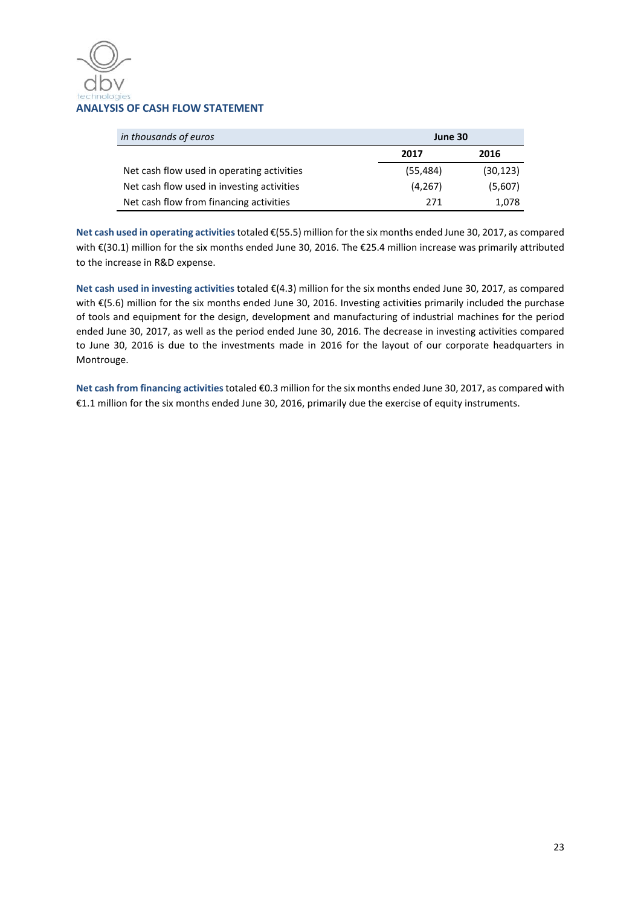## ANALYSIS OF CASH FLOW STATEMENT

| *in thousands of euros* | June 30 | |
|---|---|---|
| | **2017** | **2016** |
| Net cash flow used in operating activities | (55,484) | (30,123) |
| Net cash flow used in investing activities | (4,267) | (5,607) |
| Net cash flow from financing activities | 271 | 1,078 |

**Net cash used in operating activities** totaled €(55.5) million for the six months ended June 30, 2017, as compared with €(30.1) million for the six months ended June 30, 2016. The €25.4 million increase was primarily attributed to the increase in R&D expense.

**Net cash used in investing activities** totaled €(4.3) million for the six months ended June 30, 2017, as compared with €(5.6) million for the six months ended June 30, 2016. Investing activities primarily included the purchase of tools and equipment for the design, development and manufacturing of industrial machines for the period ended June 30, 2017, as well as the period ended June 30, 2016. The decrease in investing activities compared to June 30, 2016 is due to the investments made in 2016 for the layout of our corporate headquarters in Montrouge.

**Net cash from financing activities** totaled €0.3 million for the six months ended June 30, 2017, as compared with €1.1 million for the six months ended June 30, 2016, primarily due the exercise of equity instruments.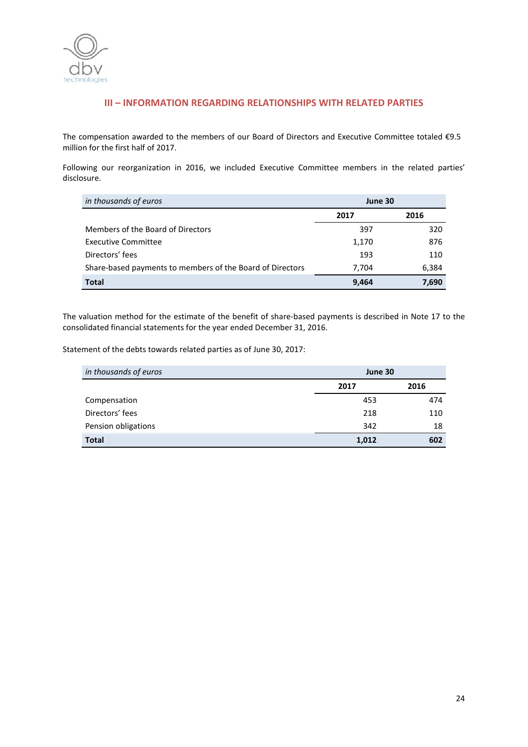## III – INFORMATION REGARDING RELATIONSHIPS WITH RELATED PARTIES

The compensation awarded to the members of our Board of Directors and Executive Committee totaled €9.5 million for the first half of 2017.

Following our reorganization in 2016, we included Executive Committee members in the related parties' disclosure.

| *in thousands of euros* | June 30 | |
|---|---|---|
| | **2017** | **2016** |
| Members of the Board of Directors | 397 | 320 |
| Executive Committee | 1,170 | 876 |
| Directors' fees | 193 | 110 |
| Share-based payments to members of the Board of Directors | 7,704 | 6,384 |
| **Total** | **9,464** | **7,690** |

The valuation method for the estimate of the benefit of share-based payments is described in Note 17 to the consolidated financial statements for the year ended December 31, 2016.

Statement of the debts towards related parties as of June 30, 2017:

| *in thousands of euros* | June 30 | |
|---|---|---|
| | **2017** | **2016** |
| Compensation | 453 | 474 |
| Directors' fees | 218 | 110 |
| Pension obligations | 342 | 18 |
| **Total** | **1,012** | **602** |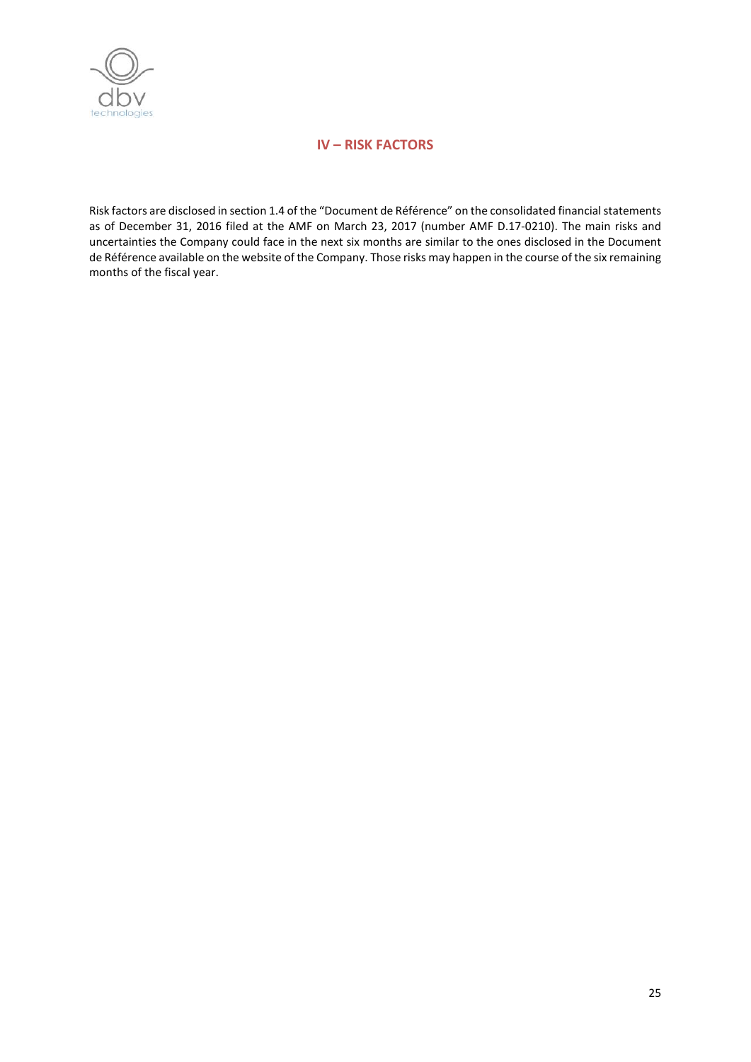## IV – RISK FACTORS

Risk factors are disclosed in section 1.4 of the "Document de Référence" on the consolidated financial statements as of December 31, 2016 filed at the AMF on March 23, 2017 (number AMF D.17-0210). The main risks and uncertainties the Company could face in the next six months are similar to the ones disclosed in the Document de Référence available on the website of the Company. Those risks may happen in the course of the six remaining months of the fiscal year.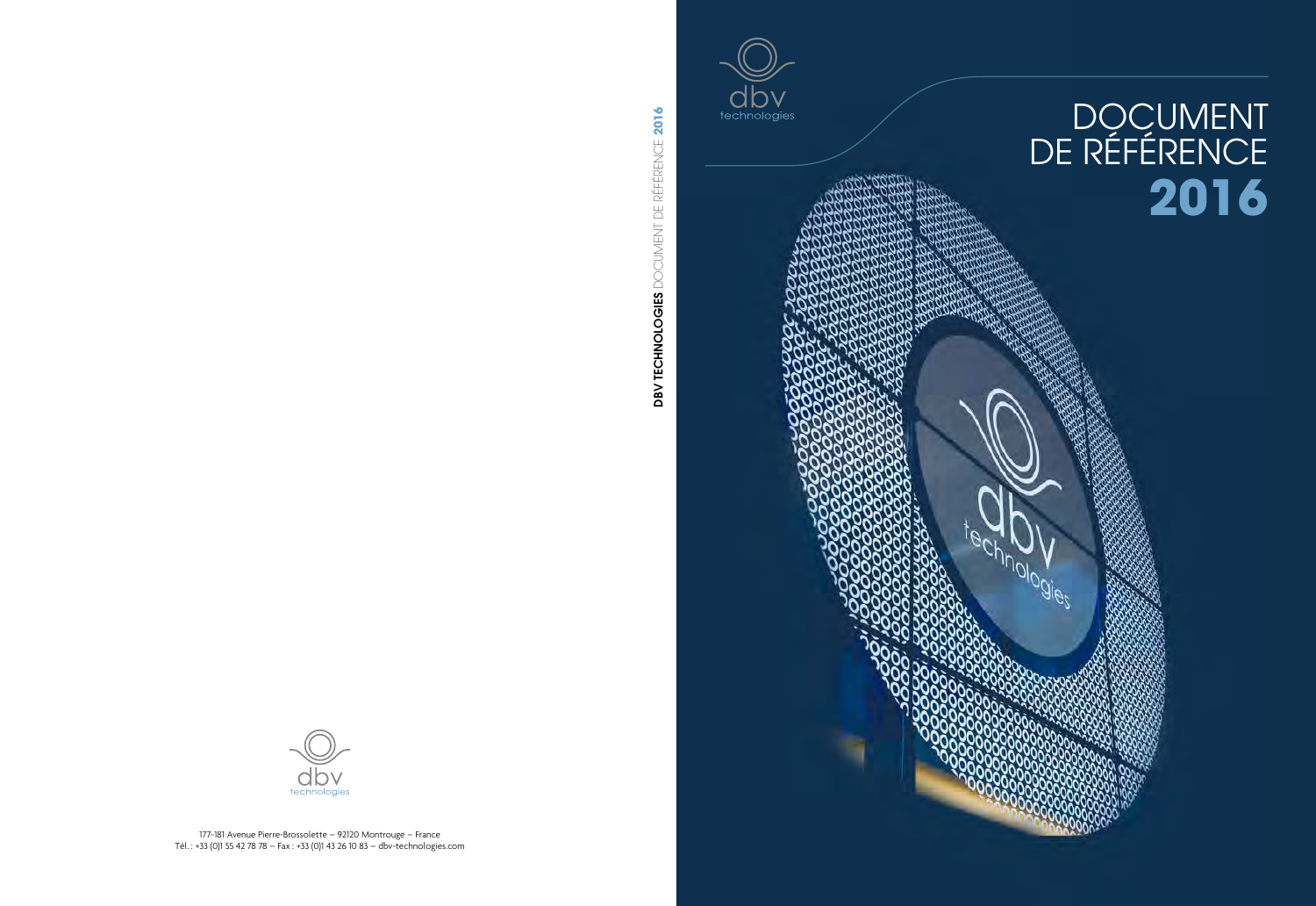dbv technologies

177-181 Avenue Pierre-Brossolette – 92120 Montrouge – France
Tél. : +33 (0)1 55 42 78 78 – Fax : +33 (0)1 43 26 10 83 – dbv-technologies.com

**DBV TECHNOLOGIES** DOCUMENT DE RÉFÉRENCE **2016**

dbv technologies

# DOCUMENT DE RÉFÉRENCE

# 2016